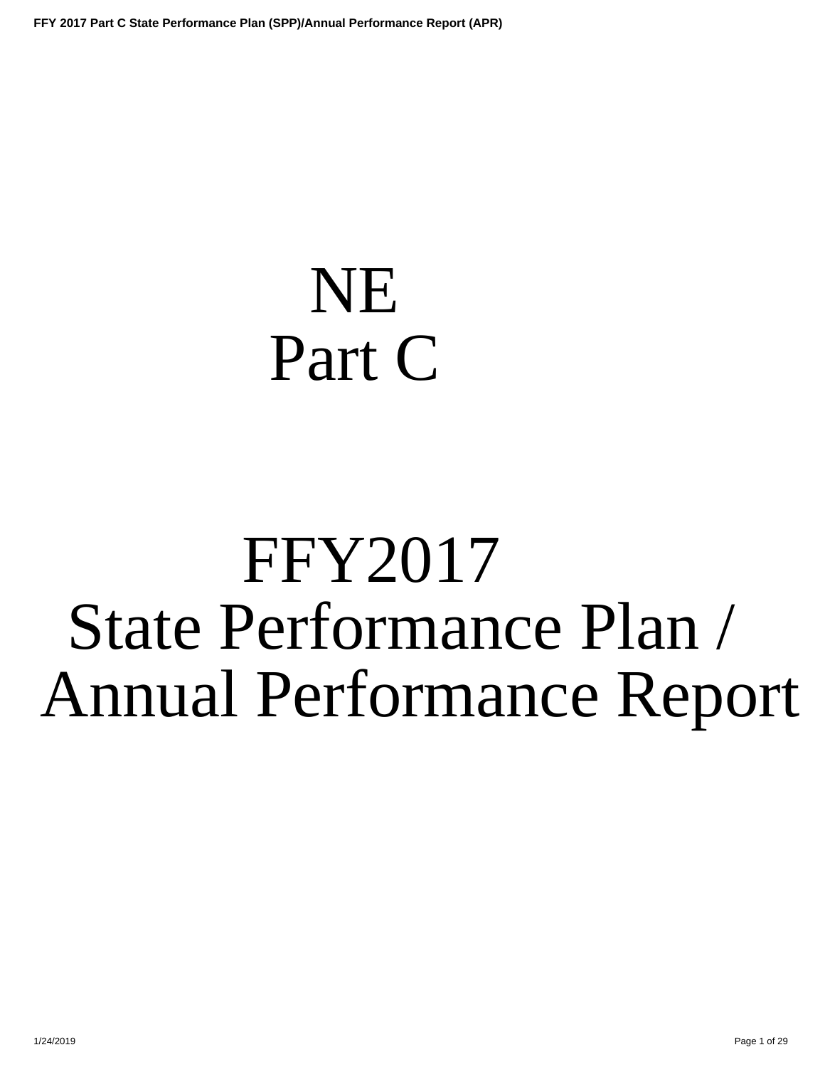# NE
# Part C

# FFY2017
# State Performance Plan / Annual Performance Report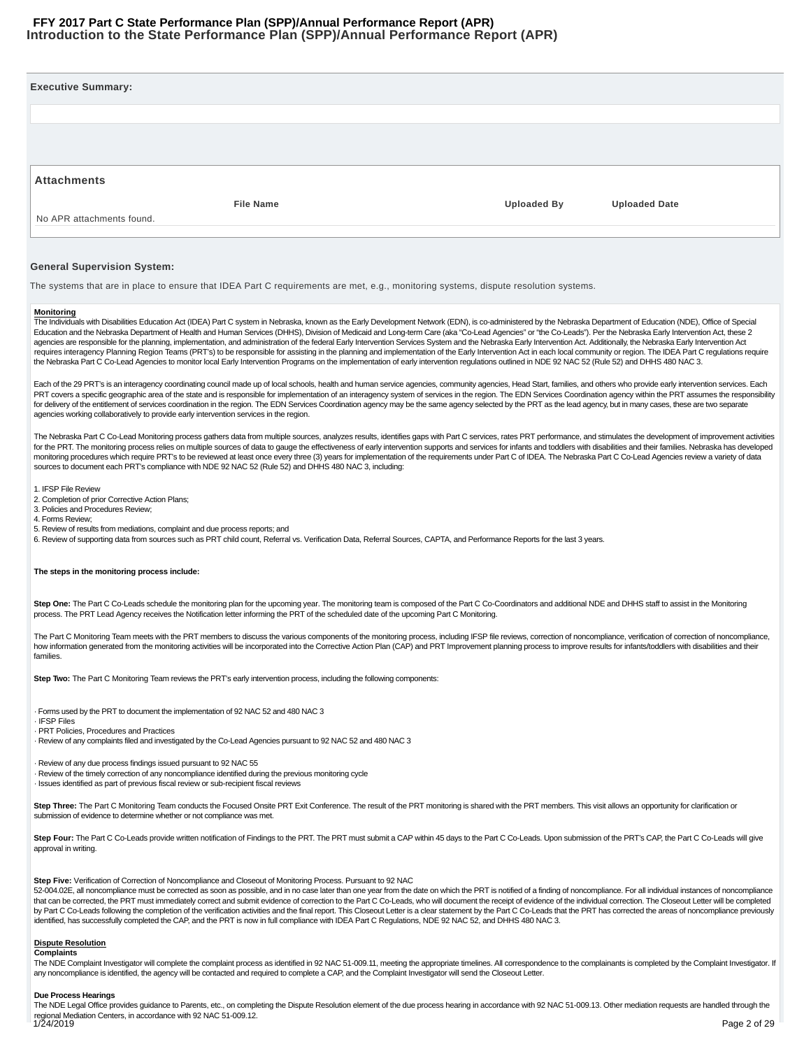**FFY 2017 Part C State Performance Plan (SPP)/Annual Performance Report (APR)**

## Introduction to the State Performance Plan (SPP)/Annual Performance Report (APR)

### Executive Summary:

### Attachments

| File Name | Uploaded By | Uploaded Date |
|---|---|---|
| No APR attachments found. | | |

### General Supervision System:

The systems that are in place to ensure that IDEA Part C requirements are met, e.g., monitoring systems, dispute resolution systems.

**Monitoring**

The Individuals with Disabilities Education Act (IDEA) Part C system in Nebraska, known as the Early Development Network (EDN), is co-administered by the Nebraska Department of Education (NDE), Office of Special Education and the Nebraska Department of Health and Human Services (DHHS), Division of Medicaid and Long-term Care (aka "Co-Lead Agencies" or "the Co-Leads"). Per the Nebraska Early Intervention Act, these 2 agencies are responsible for the planning, implementation, and administration of the federal Early Intervention Services System and the Nebraska Early Intervention Act. Additionally, the Nebraska Early Intervention Act requires interagency Planning Region Teams (PRT's) to be responsible for assisting in the planning and implementation of the Early Intervention Act in each local community or region. The IDEA Part C regulations require the Nebraska Part C Co-Lead Agencies to monitor local Early Intervention Programs on the implementation of early intervention regulations outlined in NDE 92 NAC 52 (Rule 52) and DHHS 480 NAC 3.

Each of the 29 PRT's is an interagency coordinating council made up of local schools, health and human service agencies, community agencies, Head Start, families, and others who provide early intervention services. Each PRT covers a specific geographic area of the state and is responsible for implementation of an interagency system of services in the region. The EDN Services Coordination agency within the PRT assumes the responsibility for delivery of the entitlement of services coordination in the region. The EDN Services Coordination agency may be the same agency selected by the PRT as the lead agency, but in many cases, these are two separate agencies working collaboratively to provide early intervention services in the region.

The Nebraska Part C Co-Lead Monitoring process gathers data from multiple sources, analyzes results, identifies gaps with Part C services, rates PRT performance, and stimulates the development of improvement activities for the PRT. The monitoring process relies on multiple sources of data to gauge the effectiveness of early intervention supports and services for infants and toddlers with disabilities and their families. Nebraska has developed monitoring procedures which require PRT's to be reviewed at least once every three (3) years for implementation of the requirements under Part C of IDEA. The Nebraska Part C Co-Lead Agencies review a variety of data sources to document each PRT's compliance with NDE 92 NAC 52 (Rule 52) and DHHS 480 NAC 3, including:

1. IFSP File Review
2. Completion of prior Corrective Action Plans;
3. Policies and Procedures Review;
4. Forms Review;
5. Review of results from mediations, complaint and due process reports; and
6. Review of supporting data from sources such as PRT child count, Referral vs. Verification Data, Referral Sources, CAPTA, and Performance Reports for the last 3 years.

**The steps in the monitoring process include:**

**Step One:** The Part C Co-Leads schedule the monitoring plan for the upcoming year. The monitoring team is composed of the Part C Co-Coordinators and additional NDE and DHHS staff to assist in the Monitoring process. The PRT Lead Agency receives the Notification letter informing the PRT of the scheduled date of the upcoming Part C Monitoring.

The Part C Monitoring Team meets with the PRT members to discuss the various components of the monitoring process, including IFSP file reviews, correction of noncompliance, verification of correction of noncompliance, how information generated from the monitoring activities will be incorporated into the Corrective Action Plan (CAP) and PRT Improvement planning process to improve results for infants/toddlers with disabilities and their families.

**Step Two:** The Part C Monitoring Team reviews the PRT's early intervention process, including the following components:

- Forms used by the PRT to document the implementation of 92 NAC 52 and 480 NAC 3
- IFSP Files
- PRT Policies, Procedures and Practices
- Review of any complaints filed and investigated by the Co-Lead Agencies pursuant to 92 NAC 52 and 480 NAC 3

- Review of any due process findings issued pursuant to 92 NAC 55
- Review of the timely correction of any noncompliance identified during the previous monitoring cycle
- Issues identified as part of previous fiscal review or sub-recipient fiscal reviews

**Step Three:** The Part C Monitoring Team conducts the Focused Onsite PRT Exit Conference. The result of the PRT monitoring is shared with the PRT members. This visit allows an opportunity for clarification or submission of evidence to determine whether or not compliance was met.

**Step Four:** The Part C Co-Leads provide written notification of Findings to the PRT. The PRT must submit a CAP within 45 days to the Part C Co-Leads. Upon submission of the PRT's CAP, the Part C Co-Leads will give approval in writing.

**Step Five:** Verification of Correction of Noncompliance and Closeout of Monitoring Process. Pursuant to 92 NAC 52-004.02E, all noncompliance must be corrected as soon as possible, and in no case later than one year from the date on which the PRT is notified of a finding of noncompliance. For all individual instances of noncompliance that can be corrected, the PRT must immediately correct and submit evidence of correction to the Part C Co-Leads, who will document the receipt of evidence of the individual correction. The Closeout Letter will be completed by Part C Co-Leads following the completion of the verification activities and the final report. This Closeout Letter is a clear statement by the Part C Co-Leads that the PRT has corrected the areas of noncompliance previously identified, has successfully completed the CAP, and the PRT is now in full compliance with IDEA Part C Regulations, NDE 92 NAC 52, and DHHS 480 NAC 3.

**Dispute Resolution**

**Complaints**

The NDE Complaint Investigator will complete the complaint process as identified in 92 NAC 51-009.11, meeting the appropriate timelines. All correspondence to the complainants is completed by the Complaint Investigator. If any noncompliance is identified, the agency will be contacted and required to complete a CAP, and the Complaint Investigator will send the Closeout Letter.

**Due Process Hearings**

The NDE Legal Office provides guidance to Parents, etc., on completing the Dispute Resolution element of the due process hearing in accordance with 92 NAC 51-009.13. Other mediation requests are handled through the regional Mediation Centers, in accordance with 92 NAC 51-009.12.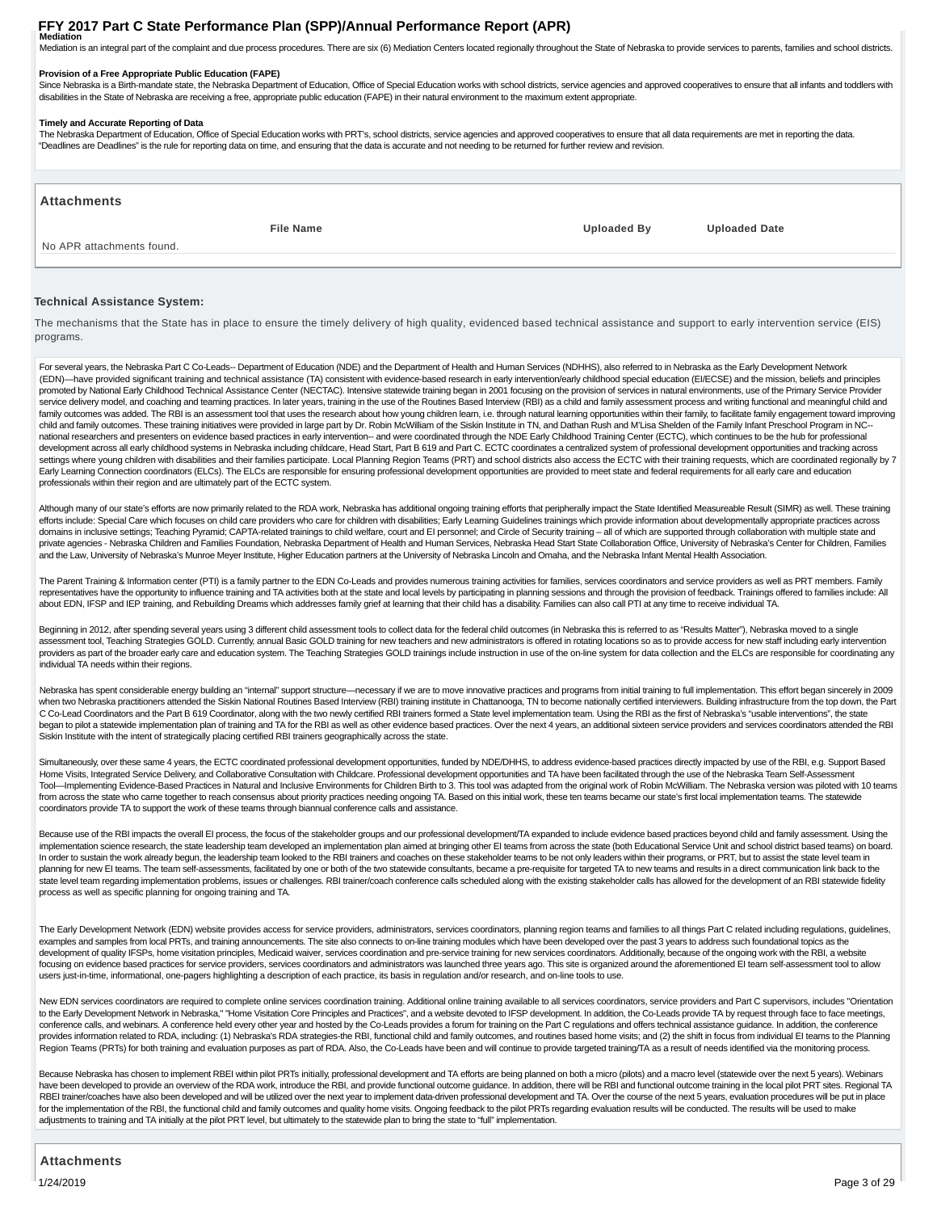**Mediation**

Mediation is an integral part of the complaint and due process procedures. There are six (6) Mediation Centers located regionally throughout the State of Nebraska to provide services to parents, families and school districts.

**Provision of a Free Appropriate Public Education (FAPE)**

Since Nebraska is a Birth-mandate state, the Nebraska Department of Education, Office of Special Education works with school districts, service agencies and approved cooperatives to ensure that all infants and toddlers with disabilities in the State of Nebraska are receiving a free, appropriate public education (FAPE) in their natural environment to the maximum extent appropriate.

**Timely and Accurate Reporting of Data**

The Nebraska Department of Education, Office of Special Education works with PRT's, school districts, service agencies and approved cooperatives to ensure that all data requirements are met in reporting the data. "Deadlines are Deadlines" is the rule for reporting data on time, and ensuring that the data is accurate and not needing to be returned for further review and revision.

## Attachments

| File Name | Uploaded By | Uploaded Date |
|---|---|---|
| No APR attachments found. | | |

### Technical Assistance System:

The mechanisms that the State has in place to ensure the timely delivery of high quality, evidenced based technical assistance and support to early intervention service (EIS) programs.

For several years, the Nebraska Part C Co-Leads-- Department of Education (NDE) and the Department of Health and Human Services (NDHHS), also referred to in Nebraska as the Early Development Network (EDN)—have provided significant training and technical assistance (TA) consistent with evidence-based research in early intervention/early childhood special education (EI/ECSE) and the mission, beliefs and principles promoted by National Early Childhood Technical Assistance Center (NECTAC). Intensive statewide training began in 2001 focusing on the provision of services in natural environments, use of the Primary Service Provider service delivery model, and coaching and teaming practices. In later years, training in the use of the Routines Based Interview (RBI) as a child and family assessment process and writing functional and meaningful child and family outcomes was added. The RBI is an assessment tool that uses the research about how young children learn, i.e. through natural learning opportunities within their family, to facilitate family engagement toward improving child and family outcomes. These training initiatives were provided in large part by Dr. Robin McWilliam of the Siskin Institute in TN, and Dathan Rush and M'Lisa Shelden of the Family Infant Preschool Program in NC--national researchers and presenters on evidence based practices in early intervention-- and were coordinated through the NDE Early Childhood Training Center (ECTC), which continues to be the hub for professional development across all early childhood systems in Nebraska including childcare, Head Start, Part B 619 and Part C. ECTC coordinates a centralized system of professional development opportunities and tracking across settings where young children with disabilities and their families participate. Local Planning Region Teams (PRT) and school districts also access the ECTC with their training requests, which are coordinated regionally by 7 Early Learning Connection coordinators (ELCs). The ELCs are responsible for ensuring professional development opportunities are provided to meet state and federal requirements for all early care and education professionals within their region and are ultimately part of the ECTC system.

Although many of our state's efforts are now primarily related to the RDA work, Nebraska has additional ongoing training efforts that peripherally impact the State Identified Measureable Result (SIMR) as well. These training efforts include: Special Care which focuses on child care providers who care for children with disabilities; Early Learning Guidelines trainings which provide information about developmentally appropriate practices across domains in inclusive settings; Teaching Pyramid; CAPTA-related trainings to child welfare, court and EI personnel; and Circle of Security training – all of which are supported through collaboration with multiple state and private agencies - Nebraska Children and Families Foundation, Nebraska Department of Health and Human Services, Nebraska Head Start State Collaboration Office, University of Nebraska's Center for Children, Families and the Law, University of Nebraska's Munroe Meyer Institute, Higher Education partners at the University of Nebraska Lincoln and Omaha, and the Nebraska Infant Mental Health Association.

The Parent Training & Information center (PTI) is a family partner to the EDN Co-Leads and provides numerous training activities for families, services coordinators and service providers as well as PRT members. Family representatives have the opportunity to influence training and TA activities both at the state and local levels by participating in planning sessions and through the provision of feedback. Trainings offered to families include: All about EDN, IFSP and IEP training, and Rebuilding Dreams which addresses family grief at learning that their child has a disability. Families can also call PTI at any time to receive individual TA.

Beginning in 2012, after spending several years using 3 different child assessment tools to collect data for the federal child outcomes (in Nebraska this is referred to as "Results Matter"), Nebraska moved to a single assessment tool, Teaching Strategies GOLD. Currently, annual Basic GOLD training for new teachers and new administrators is offered in rotating locations so as to provide access for new staff including early intervention providers as part of the broader early care and education system. The Teaching Strategies GOLD trainings include instruction in use of the on-line system for data collection and the ELCs are responsible for coordinating any individual TA needs within their regions.

Nebraska has spent considerable energy building an "internal" support structure—necessary if we are to move innovative practices and programs from initial training to full implementation. This effort began sincerely in 2009 when two Nebraska practitioners attended the Siskin National Routines Based Interview (RBI) training institute in Chattanooga, TN to become nationally certified interviewers. Building infrastructure from the top down, the Part C Co-Lead Coordinators and the Part B 619 Coordinator, along with the two newly certified RBI trainers formed a State level implementation team. Using the RBI as the first of Nebraska's "usable interventions", the state began to pilot a statewide implementation plan of training and TA for the RBI as well as other evidence based practices. Over the next 4 years, an additional sixteen service providers and services coordinators attended the RBI Siskin Institute with the intent of strategically placing certified RBI trainers geographically across the state.

Simultaneously, over these same 4 years, the ECTC coordinated professional development opportunities, funded by NDE/DHHS, to address evidence-based practices directly impacted by use of the RBI, e.g. Support Based Home Visits, Integrated Service Delivery, and Collaborative Consultation with Childcare. Professional development opportunities and TA have been facilitated through the use of the Nebraska Team Self-Assessment Tool—Implementing Evidence-Based Practices in Natural and Inclusive Environments for Children Birth to 3. This tool was adapted from the original work of Robin McWilliam. The Nebraska version was piloted with 10 teams from across the state who came together to reach consensus about priority practices needing ongoing TA. Based on this initial work, these ten teams became our state's first local implementation teams. The statewide coordinators provide TA to support the work of these teams through biannual conference calls and assistance.

Because use of the RBI impacts the overall EI process, the focus of the stakeholder groups and our professional development/TA expanded to include evidence based practices beyond child and family assessment. Using the implementation science research, the state leadership team developed an implementation plan aimed at bringing other EI teams from across the state (both Educational Service Unit and school district based teams) on board. In order to sustain the work already begun, the leadership team looked to the RBI trainers and coaches on these stakeholder teams to be not only leaders within their programs, or PRT, but to assist the state level team in planning for new EI teams. The team self-assessments, facilitated by one or both of the two statewide consultants, became a pre-requisite for targeted TA to new teams and results in a direct communication link back to the state level team regarding implementation problems, issues or challenges. RBI trainer/coach conference calls scheduled along with the existing stakeholder calls has allowed for the development of an RBI statewide fidelity process as well as specific planning for ongoing training and TA.

The Early Development Network (EDN) website provides access for service providers, administrators, services coordinators, planning region teams and families to all things Part C related including regulations, guidelines, examples and samples from local PRTs, and training announcements. The site also connects to on-line training modules which have been developed over the past 3 years to address such foundational topics as the development of quality IFSPs, home visitation principles, Medicaid waiver, services coordination and pre-service training for new services coordinators. Additionally, because of the ongoing work with the RBI, a website focusing on evidence based practices for service providers, services coordinators and administrators was launched three years ago. This site is organized around the aforementioned EI team self-assessment tool to allow users just-in-time, informational, one-pagers highlighting a description of each practice, its basis in regulation and/or research, and on-line tools to use.

New EDN services coordinators are required to complete online services coordination training. Additional online training available to all services coordinators, service providers and Part C supervisors, includes "Orientation to the Early Development Network in Nebraska," "Home Visitation Core Principles and Practices", and a website devoted to IFSP development. In addition, the Co-Leads provide TA by request through face to face meetings, conference calls, and webinars. A conference held every other year and hosted by the Co-Leads provides a forum for training on the Part C regulations and offers technical assistance guidance. In addition, the conference provides information related to RDA, including: (1) Nebraska's RDA strategies-the RBI, functional child and family outcomes, and routines based home visits; and (2) the shift in focus from individual EI teams to the Planning Region Teams (PRTs) for both training and evaluation purposes as part of RDA. Also, the Co-Leads have been and will continue to provide targeted training/TA as a result of needs identified via the monitoring process.

Because Nebraska has chosen to implement RBEI within pilot PRTs initially, professional development and TA efforts are being planned on both a micro (pilots) and a macro level (statewide over the next 5 years). Webinars have been developed to provide an overview of the RDA work, introduce the RBI, and provide functional outcome guidance. In addition, there will be RBI and functional outcome training in the local pilot PRT sites. Regional TA RBEI trainer/coaches have also been developed and will be utilized over the next year to implement data-driven professional development and TA. Over the course of the next 5 years, evaluation procedures will be put in place for the implementation of the RBI, the functional child and family outcomes and quality home visits. Ongoing feedback to the pilot PRTs regarding evaluation results will be conducted. The results will be used to make adjustments to training and TA initially at the pilot PRT level, but ultimately to the statewide plan to bring the state to "full" implementation.

## Attachments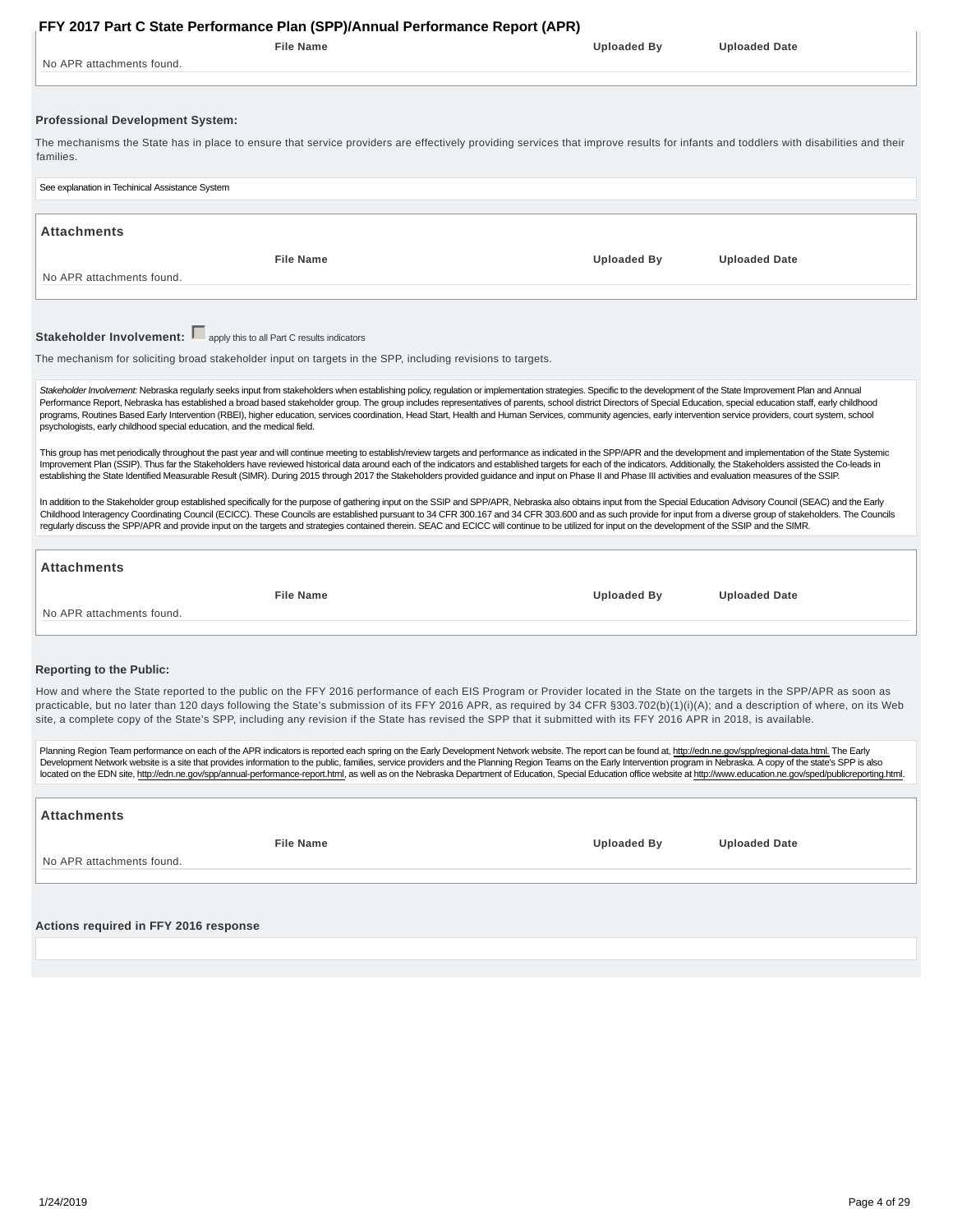| File Name | Uploaded By | Uploaded Date |
| --- | --- | --- |
| No APR attachments found. | | |

### Professional Development System:

The mechanisms the State has in place to ensure that service providers are effectively providing services that improve results for infants and toddlers with disabilities and their families.

See explanation in Techinical Assistance System

#### Attachments

| File Name | Uploaded By | Uploaded Date |
| --- | --- | --- |
| No APR attachments found. | | |

### Stakeholder Involvement: ☐ apply this to all Part C results indicators

The mechanism for soliciting broad stakeholder input on targets in the SPP, including revisions to targets.

*Stakeholder Involvement:* Nebraska regularly seeks input from stakeholders when establishing policy, regulation or implementation strategies. Specific to the development of the State Improvement Plan and Annual Performance Report, Nebraska has established a broad based stakeholder group. The group includes representatives of parents, school district Directors of Special Education, special education staff, early childhood programs, Routines Based Early Intervention (RBEI), higher education, services coordination, Head Start, Health and Human Services, community agencies, early intervention service providers, court system, school psychologists, early childhood special education, and the medical field.

This group has met periodically throughout the past year and will continue meeting to establish/review targets and performance as indicated in the SPP/APR and the development and implementation of the State Systemic Improvement Plan (SSIP). Thus far the Stakeholders have reviewed historical data around each of the indicators and established targets for each of the indicators. Additionally, the Stakeholders assisted the Co-leads in establishing the State Identified Measurable Result (SIMR). During 2015 through 2017 the Stakeholders provided guidance and input on Phase II and Phase III activities and evaluation measures of the SSIP.

In addition to the Stakeholder group established specifically for the purpose of gathering input on the SSIP and SPP/APR, Nebraska also obtains input from the Special Education Advisory Council (SEAC) and the Early Childhood Interagency Coordinating Council (ECICC). These Councils are established pursuant to 34 CFR 300.167 and 34 CFR 303.600 and as such provide for input from a diverse group of stakeholders. The Councils regularly discuss the SPP/APR and provide input on the targets and strategies contained therein. SEAC and ECICC will continue to be utilized for input on the development of the SSIP and the SIMR.

#### Attachments

| File Name | Uploaded By | Uploaded Date |
| --- | --- | --- |
| No APR attachments found. | | |

### Reporting to the Public:

How and where the State reported to the public on the FFY 2016 performance of each EIS Program or Provider located in the State on the targets in the SPP/APR as soon as practicable, but no later than 120 days following the State's submission of its FFY 2016 APR, as required by 34 CFR §303.702(b)(1)(i)(A); and a description of where, on its Web site, a complete copy of the State's SPP, including any revision if the State has revised the SPP that it submitted with its FFY 2016 APR in 2018, is available.

Planning Region Team performance on each of the APR indicators is reported each spring on the Early Development Network website. The report can be found at, http://edn.ne.gov/spp/regional-data.html. The Early Development Network website is a site that provides information to the public, families, service providers and the Planning Region Teams on the Early Intervention program in Nebraska. A copy of the state's SPP is also located on the EDN site, http://edn.ne.gov/spp/annual-performance-report.html, as well as on the Nebraska Department of Education, Special Education office website at http://www.education.ne.gov/sped/publicreporting.html.

#### Attachments

| File Name | Uploaded By | Uploaded Date |
| --- | --- | --- |
| No APR attachments found. | | |

### Actions required in FFY 2016 response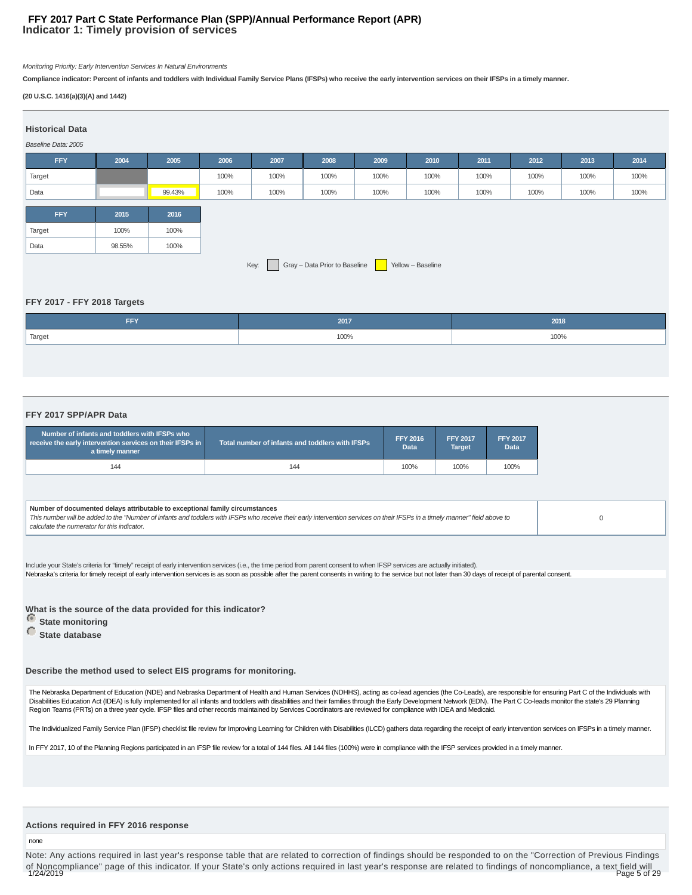# FFY 2017 Part C State Performance Plan (SPP)/Annual Performance Report (APR)
## Indicator 1: Timely provision of services

*Monitoring Priority: Early Intervention Services In Natural Environments*

**Compliance indicator: Percent of infants and toddlers with Individual Family Service Plans (IFSPs) who receive the early intervention services on their IFSPs in a timely manner.**

**(20 U.S.C. 1416(a)(3)(A) and 1442)**

### Historical Data

*Baseline Data: 2005*

| FFY | 2004 | 2005 | 2006 | 2007 | 2008 | 2009 | 2010 | 2011 | 2012 | 2013 | 2014 |
|---|---|---|---|---|---|---|---|---|---|---|---|
| Target | | | 100% | 100% | 100% | 100% | 100% | 100% | 100% | 100% | 100% |
| Data | | 99.43% | 100% | 100% | 100% | 100% | 100% | 100% | 100% | 100% | 100% |

| FFY | 2015 | 2016 |
|---|---|---|
| Target | 100% | 100% |
| Data | 98.55% | 100% |

Key: Gray – Data Prior to Baseline Yellow – Baseline

### FFY 2017 - FFY 2018 Targets

| FFY | 2017 | 2018 |
|---|---|---|
| Target | 100% | 100% |

### FFY 2017 SPP/APR Data

| Number of infants and toddlers with IFSPs who receive the early intervention services on their IFSPs in a timely manner | Total number of infants and toddlers with IFSPs | FFY 2016 Data | FFY 2017 Target | FFY 2017 Data |
|---|---|---|---|---|
| 144 | 144 | 100% | 100% | 100% |

| Number of documented delays attributable to exceptional family circumstances<br>*This number will be added to the "Number of infants and toddlers with IFSPs who receive their early intervention services on their IFSPs in a timely manner" field above to calculate the numerator for this indicator.* | 0 |
|---|---|

Include your State's criteria for "timely" receipt of early intervention services (i.e., the time period from parent consent to when IFSP services are actually initiated).

Nebraska's criteria for timely receipt of early intervention services is as soon as possible after the parent consents in writing to the service but not later than 30 days of receipt of parental consent.

**What is the source of the data provided for this indicator?**

- (selected) **State monitoring**
- **State database**

**Describe the method used to select EIS programs for monitoring.**

The Nebraska Department of Education (NDE) and Nebraska Department of Health and Human Services (NDHHS), acting as co-lead agencies (the Co-Leads), are responsible for ensuring Part C of the Individuals with Disabilities Education Act (IDEA) is fully implemented for all infants and toddlers with disabilities and their families through the Early Development Network (EDN). The Part C Co-leads monitor the state's 29 Planning Region Teams (PRTs) on a three year cycle. IFSP files and other records maintained by Services Coordinators are reviewed for compliance with IDEA and Medicaid.

The Individualized Family Service Plan (IFSP) checklist file review for Improving Learning for Children with Disabilities (ILCD) gathers data regarding the receipt of early intervention services on IFSPs in a timely manner.

In FFY 2017, 10 of the Planning Regions participated in an IFSP file review for a total of 144 files. All 144 files (100%) were in compliance with the IFSP services provided in a timely manner.

### Actions required in FFY 2016 response

none

Note: Any actions required in last year's response table that are related to correction of findings should be responded to on the "Correction of Previous Findings of Noncompliance" page of this indicator. If your State's only actions required in last year's response are related to findings of noncompliance, a text field will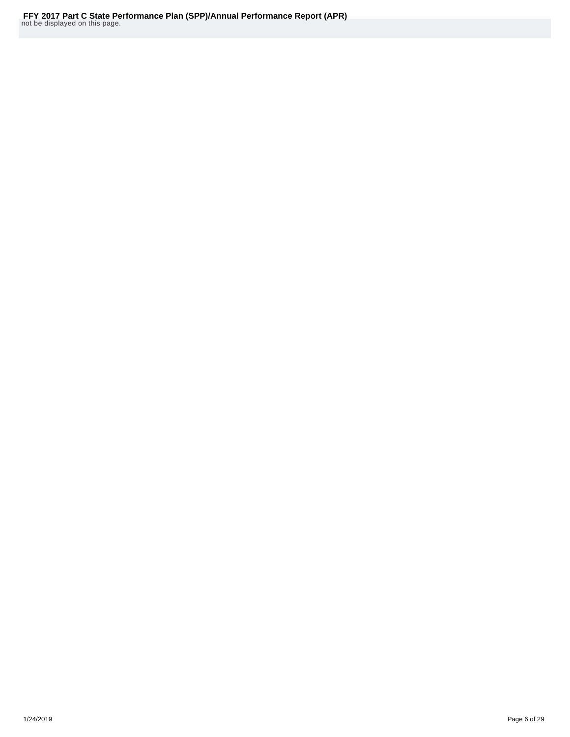not be displayed on this page.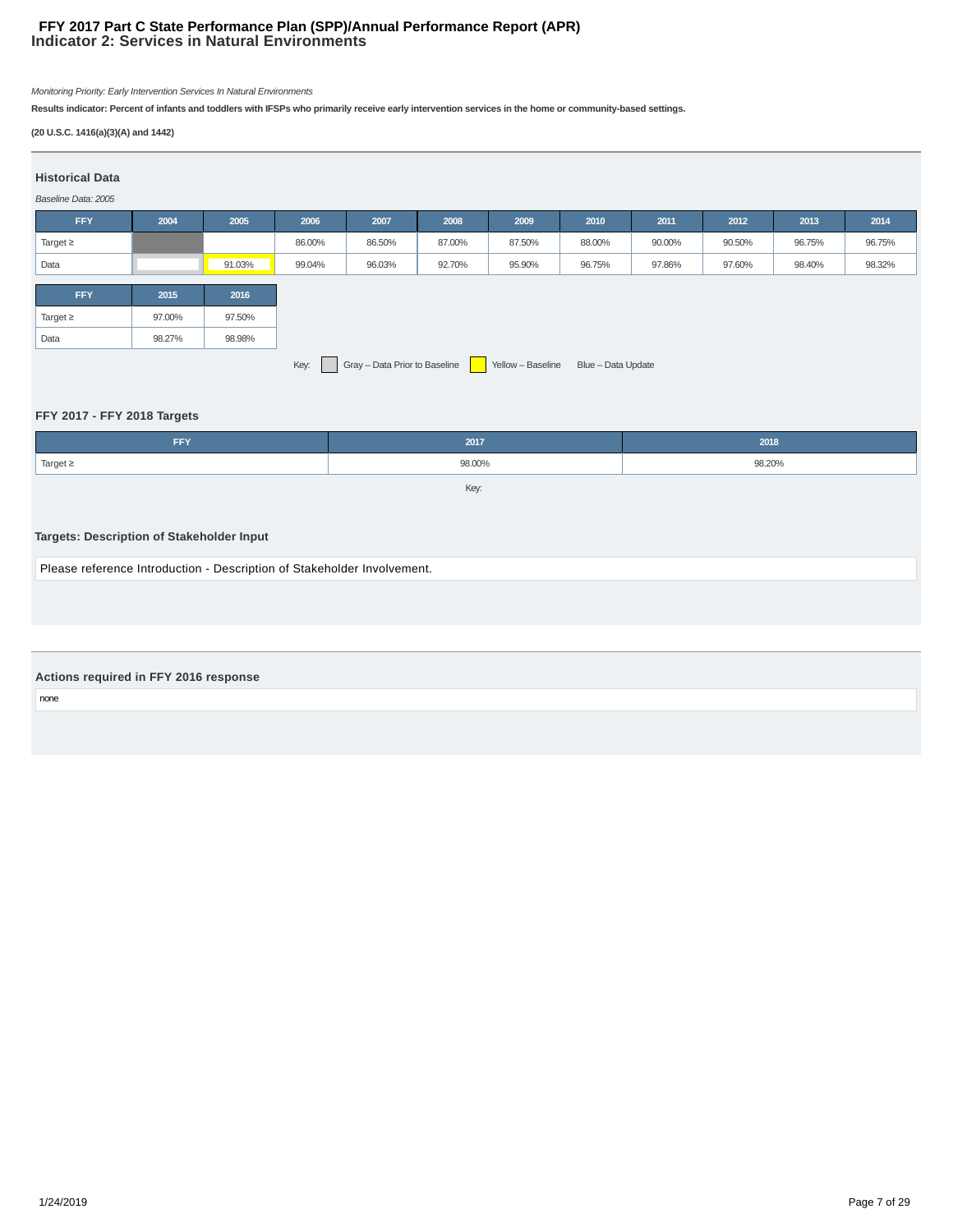# FFY 2017 Part C State Performance Plan (SPP)/Annual Performance Report (APR)

## Indicator 2: Services in Natural Environments

*Monitoring Priority: Early Intervention Services In Natural Environments*

**Results indicator: Percent of infants and toddlers with IFSPs who primarily receive early intervention services in the home or community-based settings.**

**(20 U.S.C. 1416(a)(3)(A) and 1442)**

### Historical Data

*Baseline Data: 2005*

| FFY | 2004 | 2005 | 2006 | 2007 | 2008 | 2009 | 2010 | 2011 | 2012 | 2013 | 2014 |
|---|---|---|---|---|---|---|---|---|---|---|---|
| Target ≥ | | | 86.00% | 86.50% | 87.00% | 87.50% | 88.00% | 90.00% | 90.50% | 96.75% | 96.75% |
| Data | | 91.03% | 99.04% | 96.03% | 92.70% | 95.90% | 96.75% | 97.86% | 97.60% | 98.40% | 98.32% |

| FFY | 2015 | 2016 |
|---|---|---|
| Target ≥ | 97.00% | 97.50% |
| Data | 98.27% | 98.98% |

Key: Gray – Data Prior to Baseline | Yellow – Baseline | Blue – Data Update

### FFY 2017 - FFY 2018 Targets

| FFY | 2017 | 2018 |
|---|---|---|
| Target ≥ | 98.00% | 98.20% |

Key:

### Targets: Description of Stakeholder Input

Please reference Introduction - Description of Stakeholder Involvement.

### Actions required in FFY 2016 response

none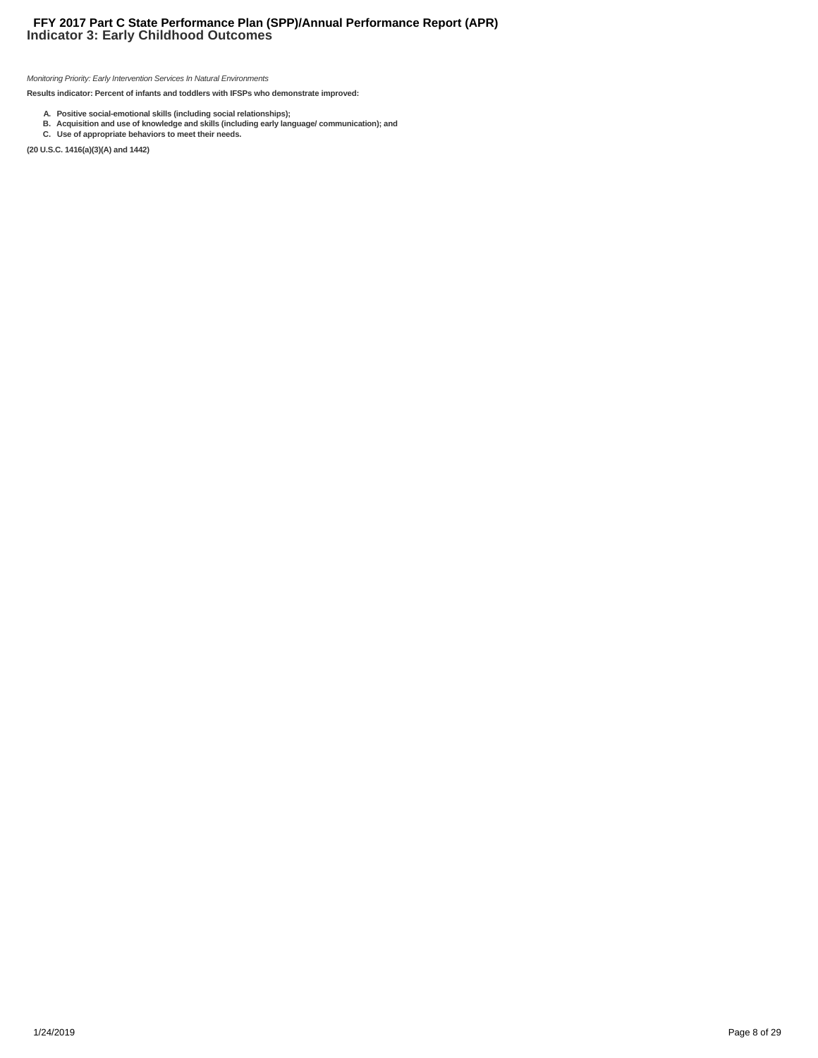# Indicator 3: Early Childhood Outcomes

*Monitoring Priority: Early Intervention Services In Natural Environments*

**Results indicator: Percent of infants and toddlers with IFSPs who demonstrate improved:**

- **A. Positive social-emotional skills (including social relationships);**
- **B. Acquisition and use of knowledge and skills (including early language/ communication); and**
- **C. Use of appropriate behaviors to meet their needs.**

**(20 U.S.C. 1416(a)(3)(A) and 1442)**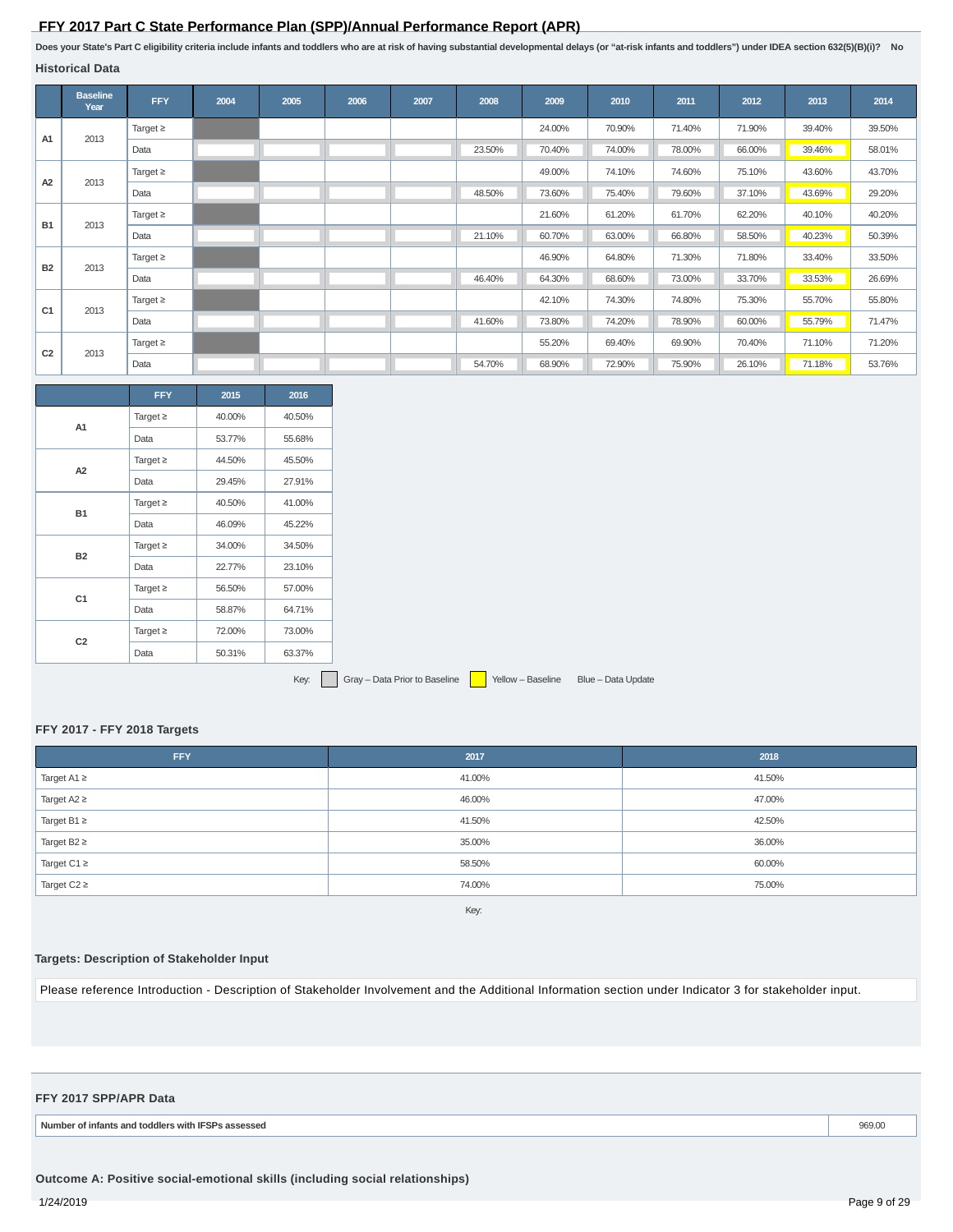## FFY 2017 Part C State Performance Plan (SPP)/Annual Performance Report (APR)

**Does your State's Part C eligibility criteria include infants and toddlers who are at risk of having substantial developmental delays (or "at-risk infants and toddlers") under IDEA section 632(5)(B)(i)? No**

### Historical Data

| | Baseline Year | FFY | 2004 | 2005 | 2006 | 2007 | 2008 | 2009 | 2010 | 2011 | 2012 | 2013 | 2014 |
|---|---|---|---|---|---|---|---|---|---|---|---|---|---|
| A1 | 2013 | Target ≥ | | | | | | 24.00% | 70.90% | 71.40% | 71.90% | 39.40% | 39.50% |
| | | Data | | | | | 23.50% | 70.40% | 74.00% | 78.00% | 66.00% | 39.46% | 58.01% |
| A2 | 2013 | Target ≥ | | | | | | 49.00% | 74.10% | 74.60% | 75.10% | 43.60% | 43.70% |
| | | Data | | | | | 48.50% | 73.60% | 75.40% | 79.60% | 37.10% | 43.69% | 29.20% |
| B1 | 2013 | Target ≥ | | | | | | 21.60% | 61.20% | 61.70% | 62.20% | 40.10% | 40.20% |
| | | Data | | | | | 21.10% | 60.70% | 63.00% | 66.80% | 58.50% | 40.23% | 50.39% |
| B2 | 2013 | Target ≥ | | | | | | 46.90% | 64.80% | 71.30% | 71.80% | 33.40% | 33.50% |
| | | Data | | | | | 46.40% | 64.30% | 68.60% | 73.00% | 33.70% | 33.53% | 26.69% |
| C1 | 2013 | Target ≥ | | | | | | 42.10% | 74.30% | 74.80% | 75.30% | 55.70% | 55.80% |
| | | Data | | | | | 41.60% | 73.80% | 74.20% | 78.90% | 60.00% | 55.79% | 71.47% |
| C2 | 2013 | Target ≥ | | | | | | 55.20% | 69.40% | 69.90% | 70.40% | 71.10% | 71.20% |
| | | Data | | | | | 54.70% | 68.90% | 72.90% | 75.90% | 26.10% | 71.18% | 53.76% |

| | FFY | 2015 | 2016 |
|---|---|---|---|
| A1 | Target ≥ | 40.00% | 40.50% |
| | Data | 53.77% | 55.68% |
| A2 | Target ≥ | 44.50% | 45.50% |
| | Data | 29.45% | 27.91% |
| B1 | Target ≥ | 40.50% | 41.00% |
| | Data | 46.09% | 45.22% |
| B2 | Target ≥ | 34.00% | 34.50% |
| | Data | 22.77% | 23.10% |
| C1 | Target ≥ | 56.50% | 57.00% |
| | Data | 58.87% | 64.71% |
| C2 | Target ≥ | 72.00% | 73.00% |
| | Data | 50.31% | 63.37% |

Key: Gray – Data Prior to Baseline; Yellow – Baseline; Blue – Data Update

### FFY 2017 - FFY 2018 Targets

| FFY | 2017 | 2018 |
|---|---|---|
| Target A1 ≥ | 41.00% | 41.50% |
| Target A2 ≥ | 46.00% | 47.00% |
| Target B1 ≥ | 41.50% | 42.50% |
| Target B2 ≥ | 35.00% | 36.00% |
| Target C1 ≥ | 58.50% | 60.00% |
| Target C2 ≥ | 74.00% | 75.00% |

Key:

### Targets: Description of Stakeholder Input

Please reference Introduction - Description of Stakeholder Involvement and the Additional Information section under Indicator 3 for stakeholder input.

### FFY 2017 SPP/APR Data

| Number of infants and toddlers with IFSPs assessed | 969.00 |
|---|---|

### Outcome A: Positive social-emotional skills (including social relationships)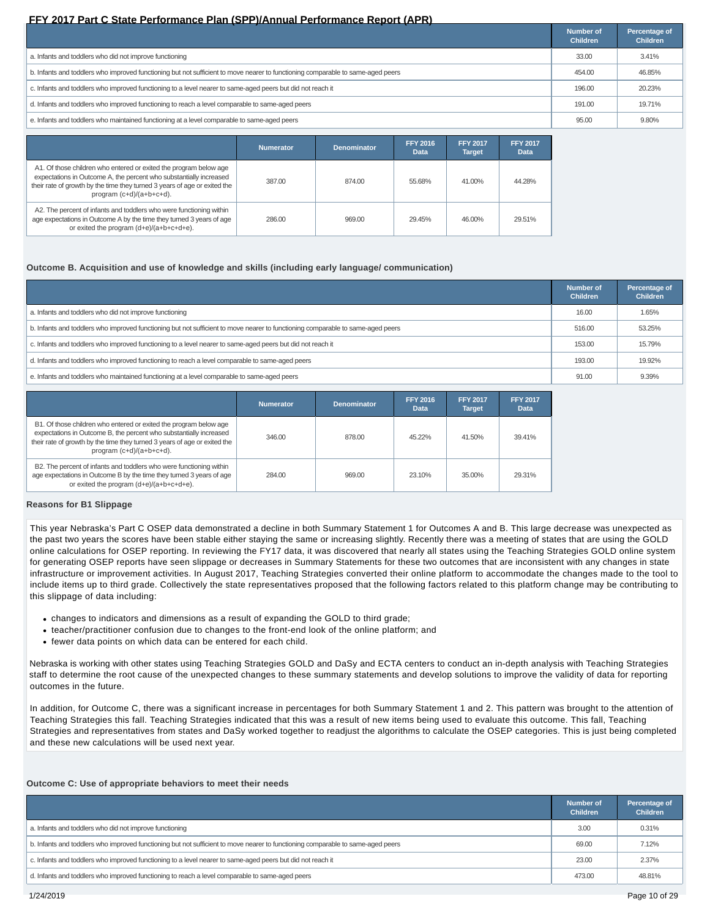| | Number of Children | Percentage of Children |
|---|---|---|
| a. Infants and toddlers who did not improve functioning | 33.00 | 3.41% |
| b. Infants and toddlers who improved functioning but not sufficient to move nearer to functioning comparable to same-aged peers | 454.00 | 46.85% |
| c. Infants and toddlers who improved functioning to a level nearer to same-aged peers but did not reach it | 196.00 | 20.23% |
| d. Infants and toddlers who improved functioning to reach a level comparable to same-aged peers | 191.00 | 19.71% |
| e. Infants and toddlers who maintained functioning at a level comparable to same-aged peers | 95.00 | 9.80% |

| | Numerator | Denominator | FFY 2016 Data | FFY 2017 Target | FFY 2017 Data |
|---|---|---|---|---|---|
| A1. Of those children who entered or exited the program below age expectations in Outcome A, the percent who substantially increased their rate of growth by the time they turned 3 years of age or exited the program (c+d)/(a+b+c+d). | 387.00 | 874.00 | 55.68% | 41.00% | 44.28% |
| A2. The percent of infants and toddlers who were functioning within age expectations in Outcome A by the time they turned 3 years of age or exited the program (d+e)/(a+b+c+d+e). | 286.00 | 969.00 | 29.45% | 46.00% | 29.51% |

### Outcome B. Acquisition and use of knowledge and skills (including early language/ communication)

| | Number of Children | Percentage of Children |
|---|---|---|
| a. Infants and toddlers who did not improve functioning | 16.00 | 1.65% |
| b. Infants and toddlers who improved functioning but not sufficient to move nearer to functioning comparable to same-aged peers | 516.00 | 53.25% |
| c. Infants and toddlers who improved functioning to a level nearer to same-aged peers but did not reach it | 153.00 | 15.79% |
| d. Infants and toddlers who improved functioning to reach a level comparable to same-aged peers | 193.00 | 19.92% |
| e. Infants and toddlers who maintained functioning at a level comparable to same-aged peers | 91.00 | 9.39% |

| | Numerator | Denominator | FFY 2016 Data | FFY 2017 Target | FFY 2017 Data |
|---|---|---|---|---|---|
| B1. Of those children who entered or exited the program below age expectations in Outcome B, the percent who substantially increased their rate of growth by the time they turned 3 years of age or exited the program (c+d)/(a+b+c+d). | 346.00 | 878.00 | 45.22% | 41.50% | 39.41% |
| B2. The percent of infants and toddlers who were functioning within age expectations in Outcome B by the time they turned 3 years of age or exited the program (d+e)/(a+b+c+d+e). | 284.00 | 969.00 | 23.10% | 35.00% | 29.31% |

**Reasons for B1 Slippage**

This year Nebraska's Part C OSEP data demonstrated a decline in both Summary Statement 1 for Outcomes A and B. This large decrease was unexpected as the past two years the scores have been stable either staying the same or increasing slightly. Recently there was a meeting of states that are using the GOLD online calculations for OSEP reporting. In reviewing the FY17 data, it was discovered that nearly all states using the Teaching Strategies GOLD online system for generating OSEP reports have seen slippage or decreases in Summary Statements for these two outcomes that are inconsistent with any changes in state infrastructure or improvement activities. In August 2017, Teaching Strategies converted their online platform to accommodate the changes made to the tool to include items up to third grade. Collectively the state representatives proposed that the following factors related to this platform change may be contributing to this slippage of data including:

- changes to indicators and dimensions as a result of expanding the GOLD to third grade;
- teacher/practitioner confusion due to changes to the front-end look of the online platform; and
- fewer data points on which data can be entered for each child.

Nebraska is working with other states using Teaching Strategies GOLD and DaSy and ECTA centers to conduct an in-depth analysis with Teaching Strategies staff to determine the root cause of the unexpected changes to these summary statements and develop solutions to improve the validity of data for reporting outcomes in the future.

In addition, for Outcome C, there was a significant increase in percentages for both Summary Statement 1 and 2. This pattern was brought to the attention of Teaching Strategies this fall. Teaching Strategies indicated that this was a result of new items being used to evaluate this outcome. This fall, Teaching Strategies and representatives from states and DaSy worked together to readjust the algorithms to calculate the OSEP categories. This is just being completed and these new calculations will be used next year.

### Outcome C: Use of appropriate behaviors to meet their needs

| | Number of Children | Percentage of Children |
|---|---|---|
| a. Infants and toddlers who did not improve functioning | 3.00 | 0.31% |
| b. Infants and toddlers who improved functioning but not sufficient to move nearer to functioning comparable to same-aged peers | 69.00 | 7.12% |
| c. Infants and toddlers who improved functioning to a level nearer to same-aged peers but did not reach it | 23.00 | 2.37% |
| d. Infants and toddlers who improved functioning to reach a level comparable to same-aged peers | 473.00 | 48.81% |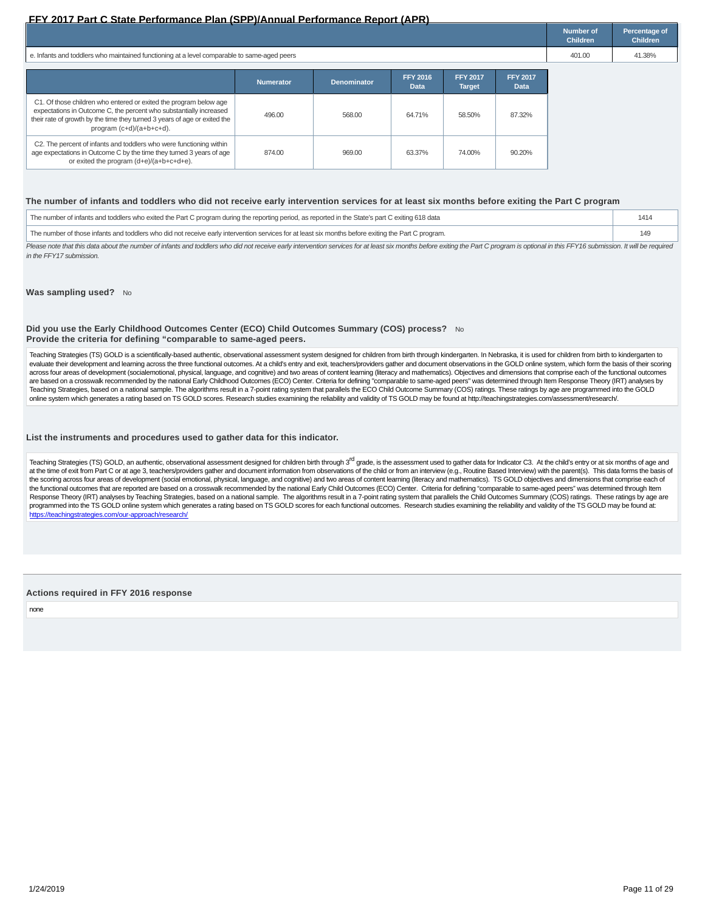## FFY 2017 Part C State Performance Plan (SPP)/Annual Performance Report (APR)

| | Number of Children | Percentage of Children |
|---|---|---|
| e. Infants and toddlers who maintained functioning at a level comparable to same-aged peers | 401.00 | 41.38% |

| | Numerator | Denominator | FFY 2016 Data | FFY 2017 Target | FFY 2017 Data |
|---|---|---|---|---|---|
| C1. Of those children who entered or exited the program below age expectations in Outcome C, the percent who substantially increased their rate of growth by the time they turned 3 years of age or exited the program (c+d)/(a+b+c+d). | 496.00 | 568.00 | 64.71% | 58.50% | 87.32% |
| C2. The percent of infants and toddlers who were functioning within age expectations in Outcome C by the time they turned 3 years of age or exited the program (d+e)/(a+b+c+d+e). | 874.00 | 969.00 | 63.37% | 74.00% | 90.20% |

### The number of infants and toddlers who did not receive early intervention services for at least six months before exiting the Part C program

| | |
|---|---|
| The number of infants and toddlers who exited the Part C program during the reporting period, as reported in the State's part C exiting 618 data | 1414 |
| The number of those infants and toddlers who did not receive early intervention services for at least six months before exiting the Part C program. | 149 |

*Please note that this data about the number of infants and toddlers who did not receive early intervention services for at least six months before exiting the Part C program is optional in this FFY16 submission. It will be required in the FFY17 submission.*

**Was sampling used?** No

**Did you use the Early Childhood Outcomes Center (ECO) Child Outcomes Summary (COS) process?** No

**Provide the criteria for defining "comparable to same-aged peers."**

Teaching Strategies (TS) GOLD is a scientifically-based authentic, observational assessment system designed for children from birth through kindergarten. In Nebraska, it is used for children from birth to kindergarten to evaluate their development and learning across the three functional outcomes. At a child's entry and exit, teachers/providers gather and document observations in the GOLD online system, which form the basis of their scoring across four areas of development (socialemotional, physical, language, and cognitive) and two areas of content learning (literacy and mathematics). Objectives and dimensions that comprise each of the functional outcomes are based on a crosswalk recommended by the national Early Childhood Outcomes (ECO) Center. Criteria for defining "comparable to same-aged peers" was determined through Item Response Theory (IRT) analyses by Teaching Strategies, based on a national sample. The algorithms result in a 7-point rating system that parallels the ECO Child Outcome Summary (COS) ratings. These ratings by age are programmed into the GOLD online system which generates a rating based on TS GOLD scores. Research studies examining the reliability and validity of TS GOLD may be found at http://teachingstrategies.com/assessment/research/.

### List the instruments and procedures used to gather data for this indicator.

Teaching Strategies (TS) GOLD, an authentic, observational assessment designed for children birth through 3rd grade, is the assessment used to gather data for Indicator C3. At the child's entry or at six months of age and at the time of exit from Part C or at age 3, teachers/providers gather and document information from observations of the child or from an interview (e.g., Routine Based Interview) with the parent(s). This data forms the basis of the scoring across four areas of development (social emotional, physical, language, and cognitive) and two areas of content learning (literacy and mathematics). TS GOLD objectives and dimensions that comprise each of the functional outcomes that are reported are based on a crosswalk recommended by the national Early Child Outcomes (ECO) Center. Criteria for defining "comparable to same-aged peers" was determined through Item Response Theory (IRT) analyses by Teaching Strategies, based on a national sample. The algorithms result in a 7-point rating system that parallels the Child Outcomes Summary (COS) ratings. These ratings by age are programmed into the TS GOLD online system which generates a rating based on TS GOLD scores for each functional outcomes. Research studies examining the reliability and validity of the TS GOLD may be found at: https://teachingstrategies.com/our-approach/research/

### Actions required in FFY 2016 response

none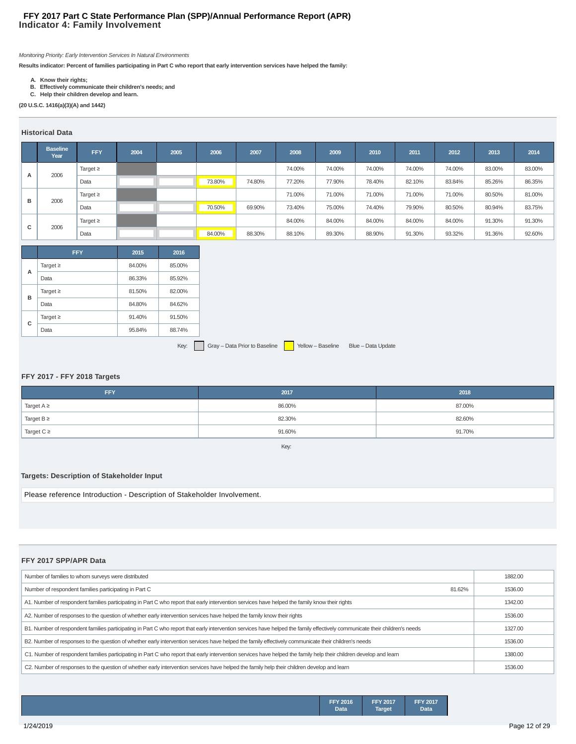# FFY 2017 Part C State Performance Plan (SPP)/Annual Performance Report (APR)
## Indicator 4: Family Involvement

*Monitoring Priority: Early Intervention Services In Natural Environments*

**Results indicator: Percent of families participating in Part C who report that early intervention services have helped the family:**

- **A. Know their rights;**
- **B. Effectively communicate their children's needs; and**
- **C. Help their children develop and learn.**

**(20 U.S.C. 1416(a)(3)(A) and 1442)**

### Historical Data

| | Baseline Year | FFY | 2004 | 2005 | 2006 | 2007 | 2008 | 2009 | 2010 | 2011 | 2012 | 2013 | 2014 |
|---|---|---|---|---|---|---|---|---|---|---|---|---|---|
| A | 2006 | Target ≥ | | | | | 74.00% | 74.00% | 74.00% | 74.00% | 74.00% | 83.00% | 83.00% |
| | | Data | | | 73.80% | 74.80% | 77.20% | 77.90% | 78.40% | 82.10% | 83.84% | 85.26% | 86.35% |
| B | 2006 | Target ≥ | | | | | 71.00% | 71.00% | 71.00% | 71.00% | 71.00% | 80.50% | 81.00% |
| | | Data | | | 70.50% | 69.90% | 73.40% | 75.00% | 74.40% | 79.90% | 80.50% | 80.94% | 83.75% |
| C | 2006 | Target ≥ | | | | | 84.00% | 84.00% | 84.00% | 84.00% | 84.00% | 91.30% | 91.30% |
| | | Data | | | 84.00% | 88.30% | 88.10% | 89.30% | 88.90% | 91.30% | 93.32% | 91.36% | 92.60% |

| | FFY | 2015 | 2016 |
|---|---|---|---|
| A | Target ≥ | 84.00% | 85.00% |
| | Data | 86.33% | 85.92% |
| B | Target ≥ | 81.50% | 82.00% |
| | Data | 84.80% | 84.62% |
| C | Target ≥ | 91.40% | 91.50% |
| | Data | 95.84% | 88.74% |

Key: Gray – Data Prior to Baseline   Yellow – Baseline   Blue – Data Update

### FFY 2017 - FFY 2018 Targets

| FFY | 2017 | 2018 |
|---|---|---|
| Target A ≥ | 86.00% | 87.00% |
| Target B ≥ | 82.30% | 82.60% |
| Target C ≥ | 91.60% | 91.70% |

Key:

### Targets: Description of Stakeholder Input

Please reference Introduction - Description of Stakeholder Involvement.

### FFY 2017 SPP/APR Data

| | | |
|---|---|---|
| Number of families to whom surveys were distributed | | 1882.00 |
| Number of respondent families participating in Part C | 81.62% | 1536.00 |
| A1. Number of respondent families participating in Part C who report that early intervention services have helped the family know their rights | | 1342.00 |
| A2. Number of responses to the question of whether early intervention services have helped the family know their rights | | 1536.00 |
| B1. Number of respondent families participating in Part C who report that early intervention services have helped the family effectively communicate their children's needs | | 1327.00 |
| B2. Number of responses to the question of whether early intervention services have helped the family effectively communicate their children's needs | | 1536.00 |
| C1. Number of respondent families participating in Part C who report that early intervention services have helped the family help their children develop and learn | | 1380.00 |
| C2. Number of responses to the question of whether early intervention services have helped the family help their children develop and learn | | 1536.00 |

| | FFY 2016 Data | FFY 2017 Target | FFY 2017 Data |
|---|---|---|---|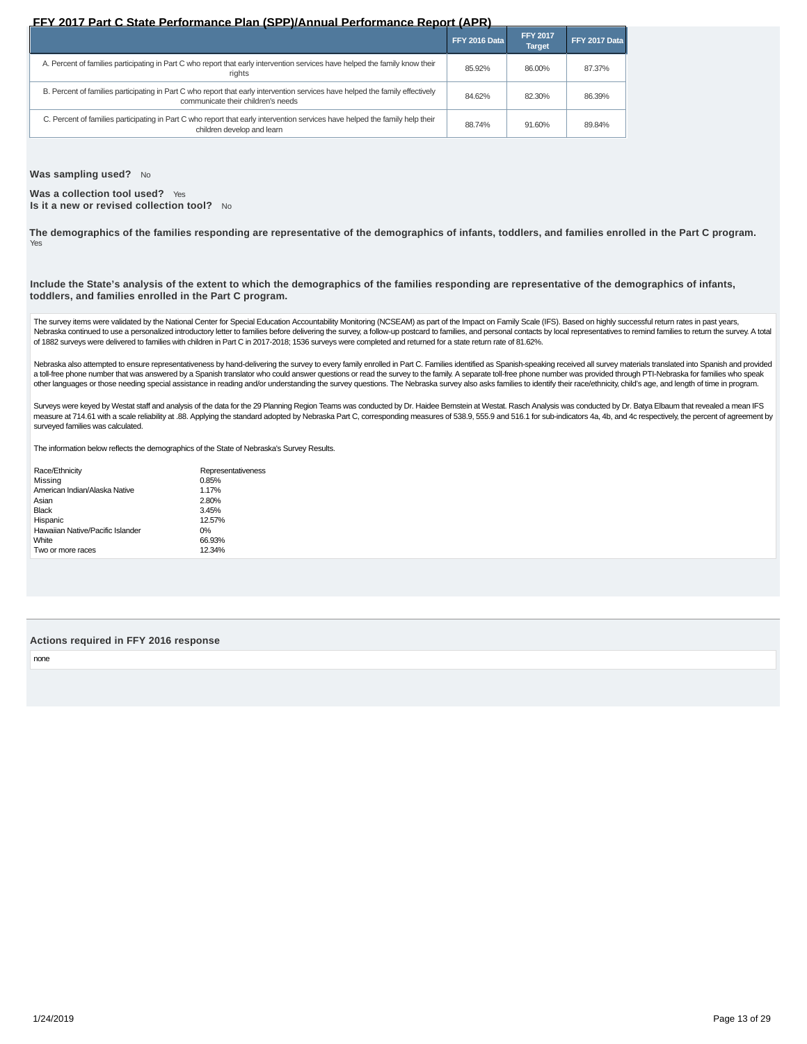## FFY 2017 Part C State Performance Plan (SPP)/Annual Performance Report (APR)

| | FFY 2016 Data | FFY 2017 Target | FFY 2017 Data |
|---|---|---|---|
| A. Percent of families participating in Part C who report that early intervention services have helped the family know their rights | 85.92% | 86.00% | 87.37% |
| B. Percent of families participating in Part C who report that early intervention services have helped the family effectively communicate their children's needs | 84.62% | 82.30% | 86.39% |
| C. Percent of families participating in Part C who report that early intervention services have helped the family help their children develop and learn | 88.74% | 91.60% | 89.84% |

**Was sampling used?** No

**Was a collection tool used?** Yes
**Is it a new or revised collection tool?** No

**The demographics of the families responding are representative of the demographics of infants, toddlers, and families enrolled in the Part C program.**
Yes

**Include the State's analysis of the extent to which the demographics of the families responding are representative of the demographics of infants, toddlers, and families enrolled in the Part C program.**

The survey items were validated by the National Center for Special Education Accountability Monitoring (NCSEAM) as part of the Impact on Family Scale (IFS). Based on highly successful return rates in past years, Nebraska continued to use a personalized introductory letter to families before delivering the survey, a follow-up postcard to families, and personal contacts by local representatives to remind families to return the survey. A total of 1882 surveys were delivered to families with children in Part C in 2017-2018; 1536 surveys were completed and returned for a state return rate of 81.62%.

Nebraska also attempted to ensure representativeness by hand-delivering the survey to every family enrolled in Part C. Families identified as Spanish-speaking received all survey materials translated into Spanish and provided a toll-free phone number that was answered by a Spanish translator who could answer questions or read the survey to the family. A separate toll-free phone number was provided through PTI-Nebraska for families who speak other languages or those needing special assistance in reading and/or understanding the survey questions. The Nebraska survey also asks families to identify their race/ethnicity, child's age, and length of time in program.

Surveys were keyed by Westat staff and analysis of the data for the 29 Planning Region Teams was conducted by Dr. Haidee Bernstein at Westat. Rasch Analysis was conducted by Dr. Batya Elbaum that revealed a mean IFS measure at 714.61 with a scale reliability at .88. Applying the standard adopted by Nebraska Part C, corresponding measures of 538.9, 555.9 and 516.1 for sub-indicators 4a, 4b, and 4c respectively, the percent of agreement by surveyed families was calculated.

The information below reflects the demographics of the State of Nebraska's Survey Results.

| Race/Ethnicity | Representativeness |
|---|---|
| Missing | 0.85% |
| American Indian/Alaska Native | 1.17% |
| Asian | 2.80% |
| Black | 3.45% |
| Hispanic | 12.57% |
| Hawaiian Native/Pacific Islander | 0% |
| White | 66.93% |
| Two or more races | 12.34% |

**Actions required in FFY 2016 response**

none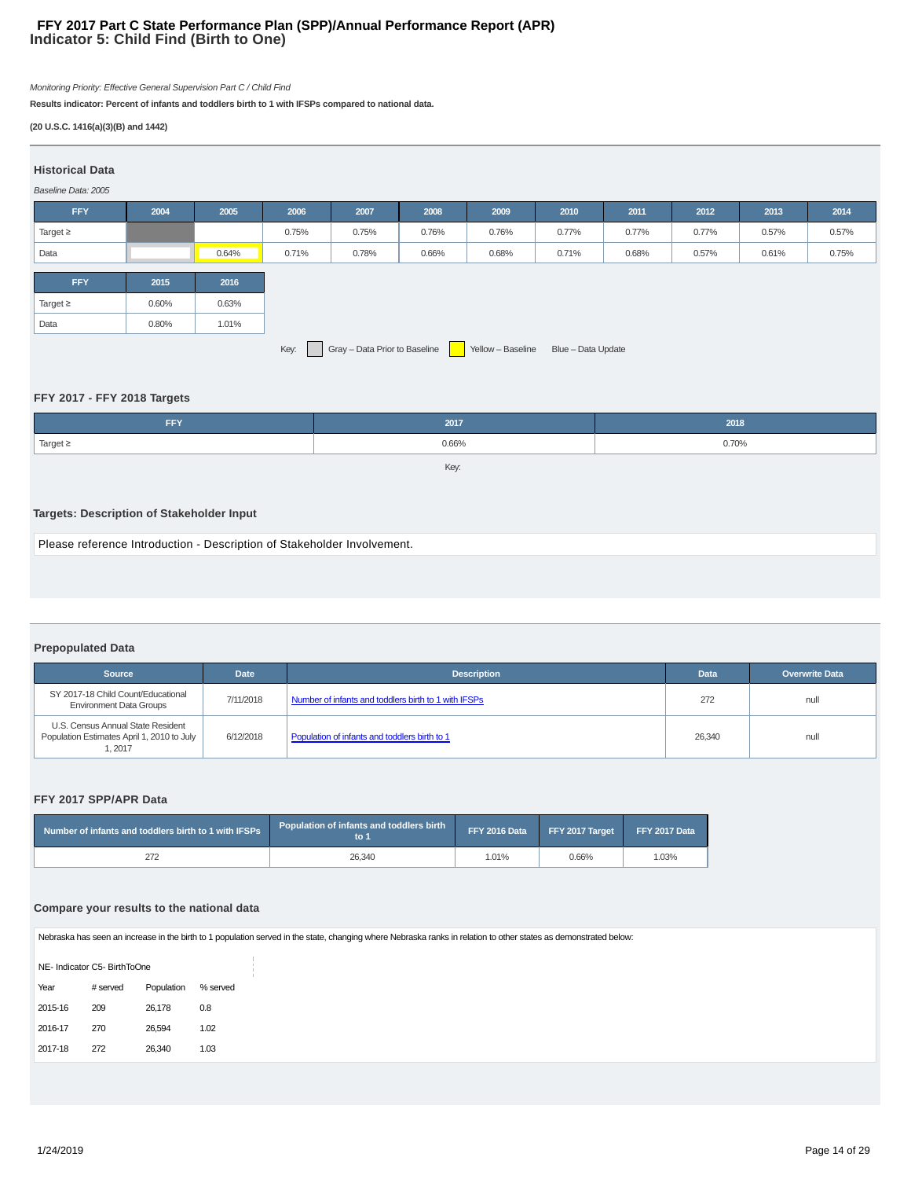# FFY 2017 Part C State Performance Plan (SPP)/Annual Performance Report (APR)
## Indicator 5: Child Find (Birth to One)

*Monitoring Priority: Effective General Supervision Part C / Child Find*

**Results indicator: Percent of infants and toddlers birth to 1 with IFSPs compared to national data.**

**(20 U.S.C. 1416(a)(3)(B) and 1442)**

### Historical Data

*Baseline Data: 2005*

| FFY | 2004 | 2005 | 2006 | 2007 | 2008 | 2009 | 2010 | 2011 | 2012 | 2013 | 2014 |
|---|---|---|---|---|---|---|---|---|---|---|---|
| Target ≥ | | | 0.75% | 0.75% | 0.76% | 0.76% | 0.77% | 0.77% | 0.77% | 0.57% | 0.57% |
| Data | | 0.64% | 0.71% | 0.78% | 0.66% | 0.68% | 0.71% | 0.68% | 0.57% | 0.61% | 0.75% |

| FFY | 2015 | 2016 |
|---|---|---|
| Target ≥ | 0.60% | 0.63% |
| Data | 0.80% | 1.01% |

Key: Gray – Data Prior to Baseline   Yellow – Baseline   Blue – Data Update

### FFY 2017 - FFY 2018 Targets

| FFY | 2017 | 2018 |
|---|---|---|
| Target ≥ | 0.66% | 0.70% |

Key:

### Targets: Description of Stakeholder Input

Please reference Introduction - Description of Stakeholder Involvement.

### Prepopulated Data

| Source | Date | Description | Data | Overwrite Data |
|---|---|---|---|---|
| SY 2017-18 Child Count/Educational Environment Data Groups | 7/11/2018 | Number of infants and toddlers birth to 1 with IFSPs | 272 | null |
| U.S. Census Annual State Resident Population Estimates April 1, 2010 to July 1, 2017 | 6/12/2018 | Population of infants and toddlers birth to 1 | 26,340 | null |

### FFY 2017 SPP/APR Data

| Number of infants and toddlers birth to 1 with IFSPs | Population of infants and toddlers birth to 1 | FFY 2016 Data | FFY 2017 Target | FFY 2017 Data |
|---|---|---|---|---|
| 272 | 26,340 | 1.01% | 0.66% | 1.03% |

### Compare your results to the national data

Nebraska has seen an increase in the birth to 1 population served in the state, changing where Nebraska ranks in relation to other states as demonstrated below:

NE- Indicator C5- BirthToOne

| Year | # served | Population | % served |
|---|---|---|---|
| 2015-16 | 209 | 26,178 | 0.8 |
| 2016-17 | 270 | 26,594 | 1.02 |
| 2017-18 | 272 | 26,340 | 1.03 |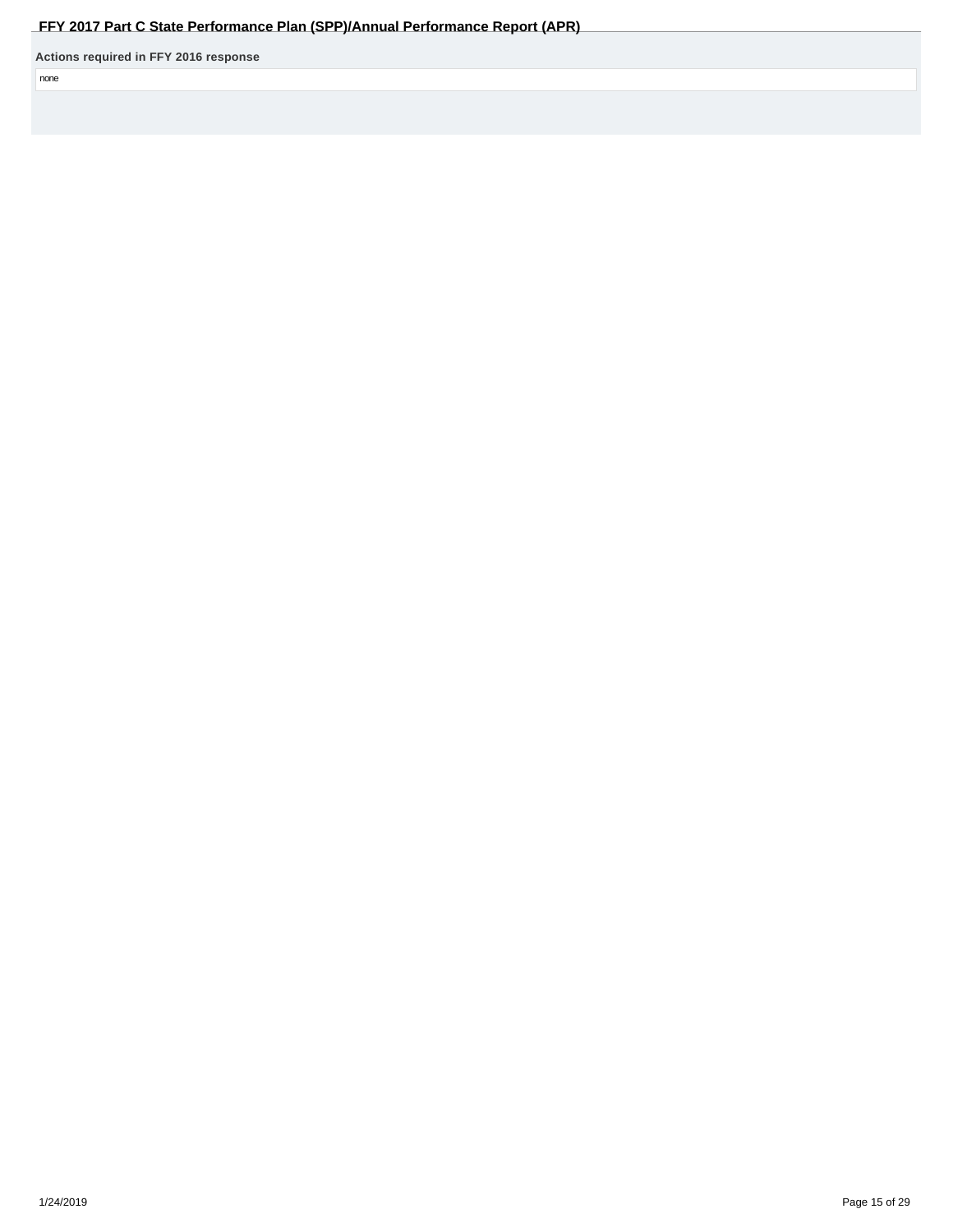**Actions required in FFY 2016 response**

none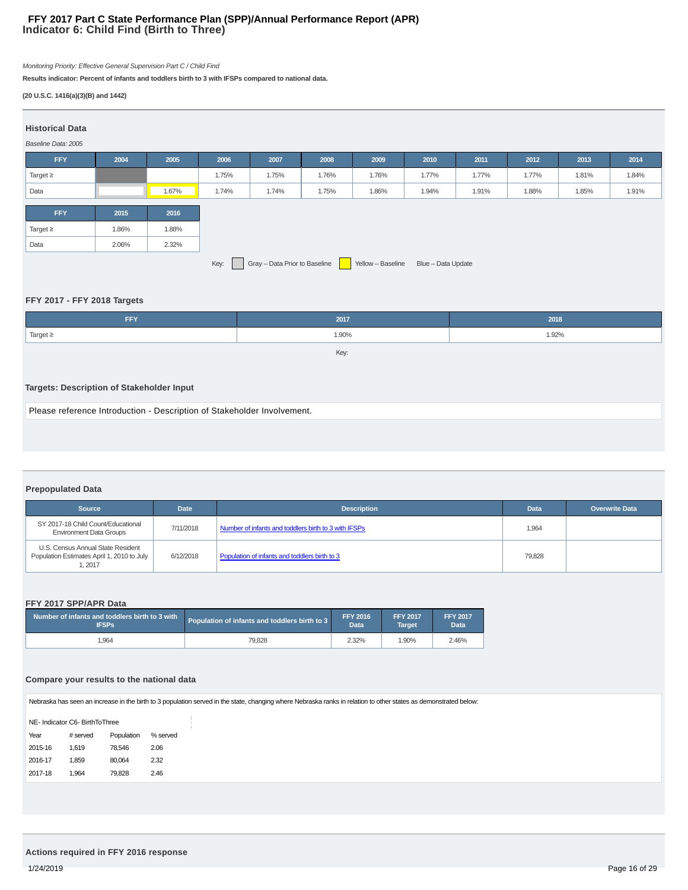# Indicator 6: Child Find (Birth to Three)

*Monitoring Priority: Effective General Supervision Part C / Child Find*

**Results indicator: Percent of infants and toddlers birth to 3 with IFSPs compared to national data.**

**(20 U.S.C. 1416(a)(3)(B) and 1442)**

## Historical Data

*Baseline Data: 2005*

| FFY | 2004 | 2005 | 2006 | 2007 | 2008 | 2009 | 2010 | 2011 | 2012 | 2013 | 2014 |
|---|---|---|---|---|---|---|---|---|---|---|---|
| Target ≥ | | | 1.75% | 1.75% | 1.76% | 1.76% | 1.77% | 1.77% | 1.77% | 1.81% | 1.84% |
| Data | | 1.67% | 1.74% | 1.74% | 1.75% | 1.86% | 1.94% | 1.91% | 1.88% | 1.85% | 1.91% |

| FFY | 2015 | 2016 |
|---|---|---|
| Target ≥ | 1.86% | 1.88% |
| Data | 2.06% | 2.32% |

Key: Gray – Data Prior to Baseline   Yellow – Baseline   Blue – Data Update

## FFY 2017 - FFY 2018 Targets

| FFY | 2017 | 2018 |
|---|---|---|
| Target ≥ | 1.90% | 1.92% |

Key:

## Targets: Description of Stakeholder Input

Please reference Introduction - Description of Stakeholder Involvement.

## Prepopulated Data

| Source | Date | Description | Data | Overwrite Data |
|---|---|---|---|---|
| SY 2017-18 Child Count/Educational Environment Data Groups | 7/11/2018 | Number of infants and toddlers birth to 3 with IFSPs | 1,964 | |
| U.S. Census Annual State Resident Population Estimates April 1, 2010 to July 1, 2017 | 6/12/2018 | Population of infants and toddlers birth to 3 | 79,828 | |

## FFY 2017 SPP/APR Data

| Number of infants and toddlers birth to 3 with IFSPs | Population of infants and toddlers birth to 3 | FFY 2016 Data | FFY 2017 Target | FFY 2017 Data |
|---|---|---|---|---|
| 1,964 | 79,828 | 2.32% | 1.90% | 2.46% |

## Compare your results to the national data

Nebraska has seen an increase in the birth to 3 population served in the state, changing where Nebraska ranks in relation to other states as demonstrated below:

NE- Indicator C6- BirthToThree

| Year | # served | Population | % served |
|---|---|---|---|
| 2015-16 | 1,619 | 78,546 | 2.06 |
| 2016-17 | 1,859 | 80,064 | 2.32 |
| 2017-18 | 1,964 | 79,828 | 2.46 |

## Actions required in FFY 2016 response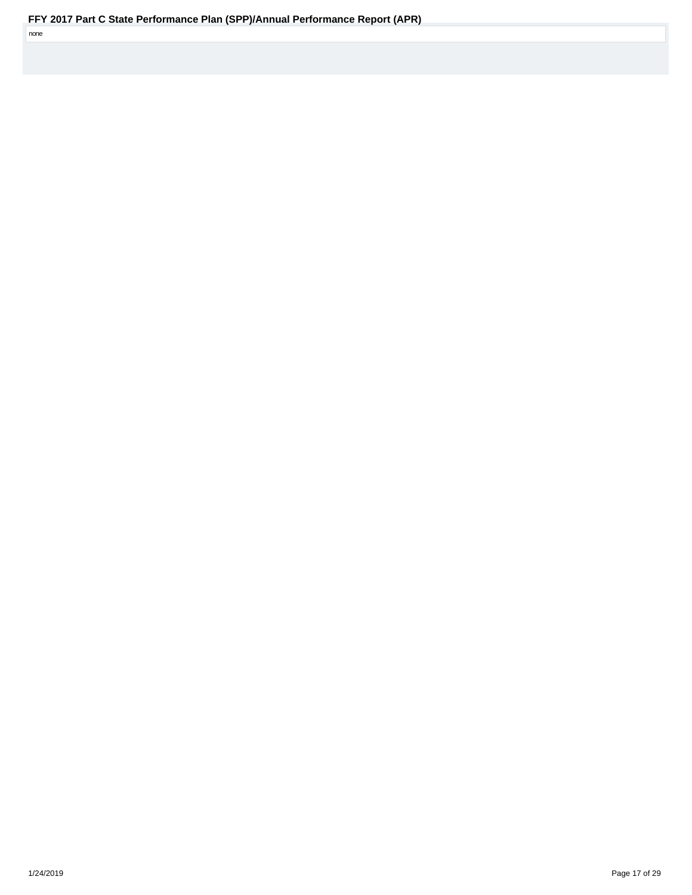none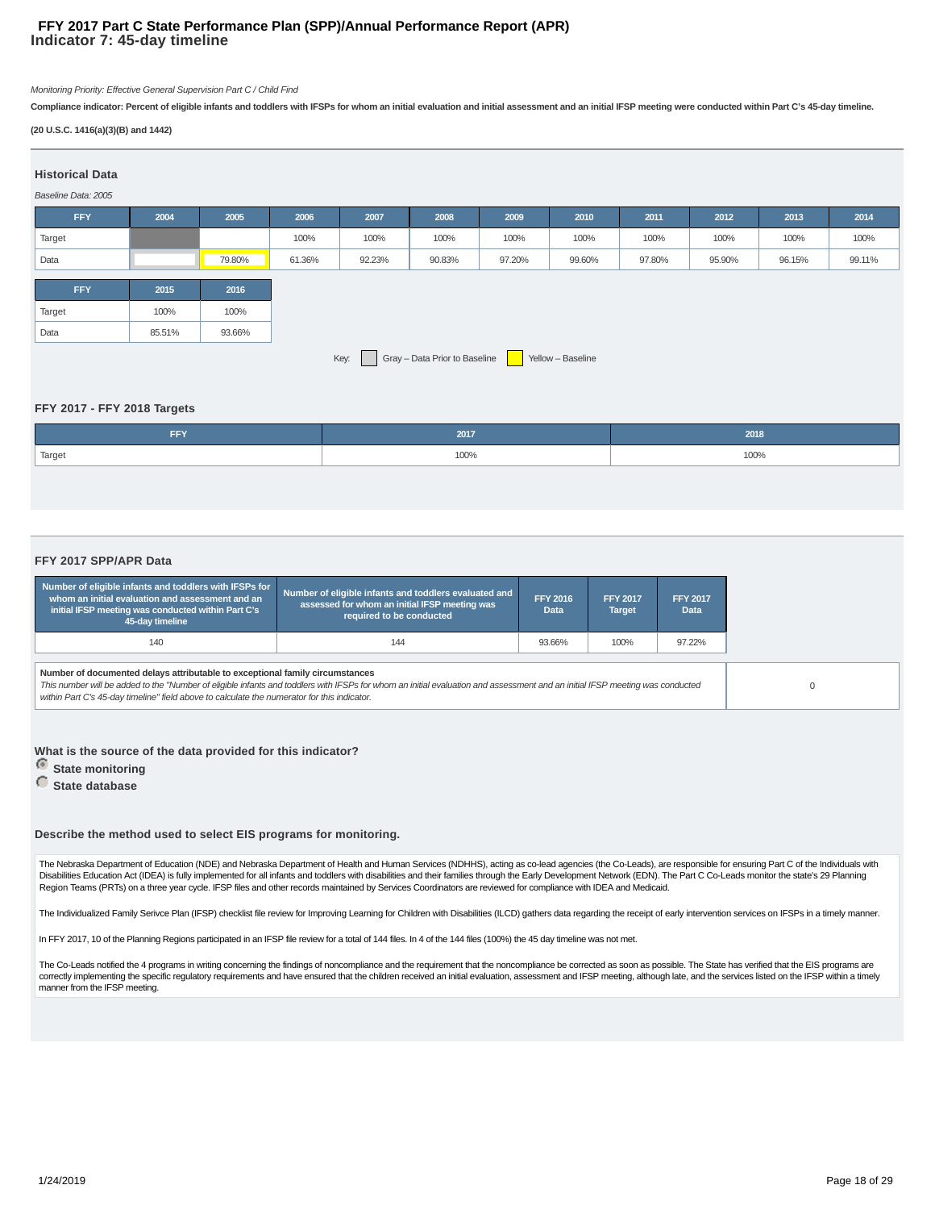# FFY 2017 Part C State Performance Plan (SPP)/Annual Performance Report (APR)
## Indicator 7: 45-day timeline

*Monitoring Priority: Effective General Supervision Part C / Child Find*

**Compliance indicator: Percent of eligible infants and toddlers with IFSPs for whom an initial evaluation and initial assessment and an initial IFSP meeting were conducted within Part C's 45-day timeline.**

**(20 U.S.C. 1416(a)(3)(B) and 1442)**

### Historical Data

*Baseline Data: 2005*

| FFY | 2004 | 2005 | 2006 | 2007 | 2008 | 2009 | 2010 | 2011 | 2012 | 2013 | 2014 |
|---|---|---|---|---|---|---|---|---|---|---|---|
| Target | | | 100% | 100% | 100% | 100% | 100% | 100% | 100% | 100% | 100% |
| Data | | 79.80% | 61.36% | 92.23% | 90.83% | 97.20% | 99.60% | 97.80% | 95.90% | 96.15% | 99.11% |

| FFY | 2015 | 2016 |
|---|---|---|
| Target | 100% | 100% |
| Data | 85.51% | 93.66% |

Key: Gray – Data Prior to Baseline; Yellow – Baseline

### FFY 2017 - FFY 2018 Targets

| FFY | 2017 | 2018 |
|---|---|---|
| Target | 100% | 100% |

### FFY 2017 SPP/APR Data

| Number of eligible infants and toddlers with IFSPs for whom an initial evaluation and assessment and an initial IFSP meeting was conducted within Part C's 45-day timeline | Number of eligible infants and toddlers evaluated and assessed for whom an initial IFSP meeting was required to be conducted | FFY 2016 Data | FFY 2017 Target | FFY 2017 Data |
|---|---|---|---|---|
| 140 | 144 | 93.66% | 100% | 97.22% |

| Number of documented delays attributable to exceptional family circumstances | |
|---|---|
| *This number will be added to the "Number of eligible infants and toddlers with IFSPs for whom an initial evaluation and assessment and an initial IFSP meeting was conducted within Part C's 45-day timeline" field above to calculate the numerator for this indicator.* | 0 |

**What is the source of the data provided for this indicator?**

- **State monitoring** (selected)
- **State database**

**Describe the method used to select EIS programs for monitoring.**

The Nebraska Department of Education (NDE) and Nebraska Department of Health and Human Services (NDHHS), acting as co-lead agencies (the Co-Leads), are responsible for ensuring Part C of the Individuals with Disabilities Education Act (IDEA) is fully implemented for all infants and toddlers with disabilities and their families through the Early Development Network (EDN). The Part C Co-Leads monitor the state's 29 Planning Region Teams (PRTs) on a three year cycle. IFSP files and other records maintained by Services Coordinators are reviewed for compliance with IDEA and Medicaid.

The Individualized Family Serivce Plan (IFSP) checklist file review for Improving Learning for Children with Disabilities (ILCD) gathers data regarding the receipt of early intervention services on IFSPs in a timely manner.

In FFY 2017, 10 of the Planning Regions participated in an IFSP file review for a total of 144 files. In 4 of the 144 files (100%) the 45 day timeline was not met.

The Co-Leads notified the 4 programs in writing concerning the findings of noncompliance and the requirement that the noncompliance be corrected as soon as possible. The State has verified that the EIS programs are correctly implementing the specific regulatory requirements and have ensured that the children received an initial evaluation, assessment and IFSP meeting, although late, and the services listed on the IFSP within a timely manner from the IFSP meeting.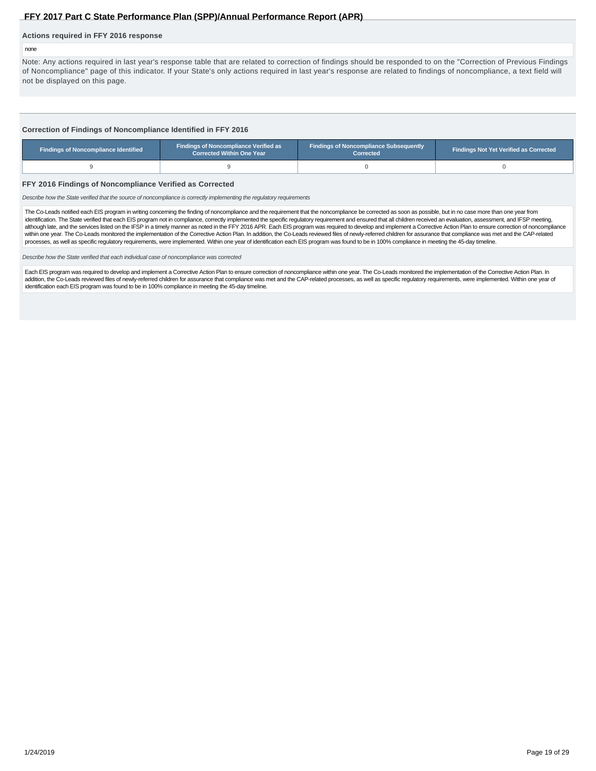### Actions required in FFY 2016 response

none

Note: Any actions required in last year's response table that are related to correction of findings should be responded to on the "Correction of Previous Findings of Noncompliance" page of this indicator. If your State's only actions required in last year's response are related to findings of noncompliance, a text field will not be displayed on this page.

### Correction of Findings of Noncompliance Identified in FFY 2016

| Findings of Noncompliance Identified | Findings of Noncompliance Verified as Corrected Within One Year | Findings of Noncompliance Subsequently Corrected | Findings Not Yet Verified as Corrected |
| --- | --- | --- | --- |
| 9 | 9 | 0 | 0 |

### FFY 2016 Findings of Noncompliance Verified as Corrected

*Describe how the State verified that the source of noncompliance is correctly implementing the regulatory requirements*

The Co-Leads notified each EIS program in writing concerning the finding of noncompliance and the requirement that the noncompliance be corrected as soon as possible, but in no case more than one year from identification. The State verified that each EIS program not in compliance, correctly implemented the specific regulatory requirement and ensured that all children received an evaluation, assessment, and IFSP meeting, although late, and the services listed on the IFSP in a timely manner as noted in the FFY 2016 APR. Each EIS program was required to develop and implement a Corrective Action Plan to ensure correction of noncompliance within one year. The Co-Leads monitored the implementation of the Corrective Action Plan. In addition, the Co-Leads reviewed files of newly-referred children for assurance that compliance was met and the CAP-related processes, as well as specific regulatory requirements, were implemented. Within one year of identification each EIS program was found to be in 100% compliance in meeting the 45-day timeline.

*Describe how the State verified that each individual case of noncompliance was corrected*

Each EIS program was required to develop and implement a Corrective Action Plan to ensure correction of noncompliance within one year. The Co-Leads monitored the implementation of the Corrective Action Plan. In addition, the Co-Leads reviewed files of newly-referred children for assurance that compliance was met and the CAP-related processes, as well as specific regulatory requirements, were implemented. Within one year of identification each EIS program was found to be in 100% compliance in meeting the 45-day timeline.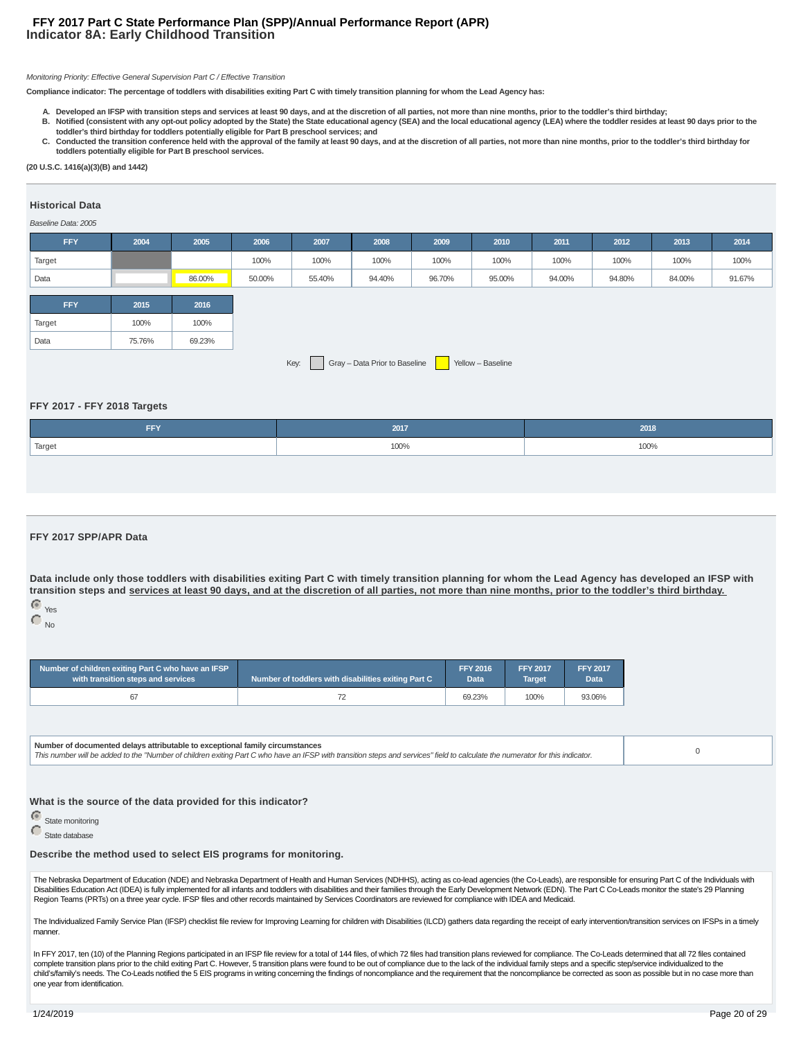# FFY 2017 Part C State Performance Plan (SPP)/Annual Performance Report (APR)
## Indicator 8A: Early Childhood Transition

*Monitoring Priority: Effective General Supervision Part C / Effective Transition*

**Compliance indicator: The percentage of toddlers with disabilities exiting Part C with timely transition planning for whom the Lead Agency has:**

A. **Developed an IFSP with transition steps and services at least 90 days, and at the discretion of all parties, not more than nine months, prior to the toddler's third birthday;**
B. **Notified (consistent with any opt-out policy adopted by the State) the State educational agency (SEA) and the local educational agency (LEA) where the toddler resides at least 90 days prior to the toddler's third birthday for toddlers potentially eligible for Part B preschool services; and**
C. **Conducted the transition conference held with the approval of the family at least 90 days, and at the discretion of all parties, not more than nine months, prior to the toddler's third birthday for toddlers potentially eligible for Part B preschool services.**

**(20 U.S.C. 1416(a)(3)(B) and 1442)**

### Historical Data

*Baseline Data: 2005*

| FFY | 2004 | 2005 | 2006 | 2007 | 2008 | 2009 | 2010 | 2011 | 2012 | 2013 | 2014 |
|---|---|---|---|---|---|---|---|---|---|---|---|
| Target | | | 100% | 100% | 100% | 100% | 100% | 100% | 100% | 100% | 100% |
| Data | | 86.00% | 50.00% | 55.40% | 94.40% | 96.70% | 95.00% | 94.00% | 94.80% | 84.00% | 91.67% |

| FFY | 2015 | 2016 |
|---|---|---|
| Target | 100% | 100% |
| Data | 75.76% | 69.23% |

Key: Gray – Data Prior to Baseline; Yellow – Baseline

### FFY 2017 - FFY 2018 Targets

| FFY | 2017 | 2018 |
|---|---|---|
| Target | 100% | 100% |

### FFY 2017 SPP/APR Data

**Data include only those toddlers with disabilities exiting Part C with timely transition planning for whom the Lead Agency has developed an IFSP with transition steps and services at least 90 days, and at the discretion of all parties, not more than nine months, prior to the toddler's third birthday.**

- (selected) Yes
- No

| Number of children exiting Part C who have an IFSP with transition steps and services | Number of toddlers with disabilities exiting Part C | FFY 2016 Data | FFY 2017 Target | FFY 2017 Data |
|---|---|---|---|---|
| 67 | 72 | 69.23% | 100% | 93.06% |

| Number of documented delays attributable to exceptional family circumstances<br>*This number will be added to the "Number of children exiting Part C who have an IFSP with transition steps and services" field to calculate the numerator for this indicator.* | 0 |
|---|---|

### What is the source of the data provided for this indicator?

- (selected) State monitoring
- State database

### Describe the method used to select EIS programs for monitoring.

The Nebraska Department of Education (NDE) and Nebraska Department of Health and Human Services (NDHHS), acting as co-lead agencies (the Co-Leads), are responsible for ensuring Part C of the Individuals with Disabilities Education Act (IDEA) is fully implemented for all infants and toddlers with disabilities and their families through the Early Development Network (EDN). The Part C Co-Leads monitor the state's 29 Planning Region Teams (PRTs) on a three year cycle. IFSP files and other records maintained by Services Coordinators are reviewed for compliance with IDEA and Medicaid.

The Individualized Family Service Plan (IFSP) checklist file review for Improving Learning for children with Disabilities (ILCD) gathers data regarding the receipt of early intervention/transition services on IFSPs in a timely manner.

In FFY 2017, ten (10) of the Planning Regions participated in an IFSP file review for a total of 144 files, of which 72 files had transition plans reviewed for compliance. The Co-Leads determined that all 72 files contained complete transition plans prior to the child exiting Part C. However, 5 transition plans were found to be out of compliance due to the lack of the individual family steps and a specific step/service individualized to the child's/family's needs. The Co-Leads notified the 5 EIS programs in writing concerning the findings of noncompliance and the requirement that the noncompliance be corrected as soon as possible but in no case more than one year from identification.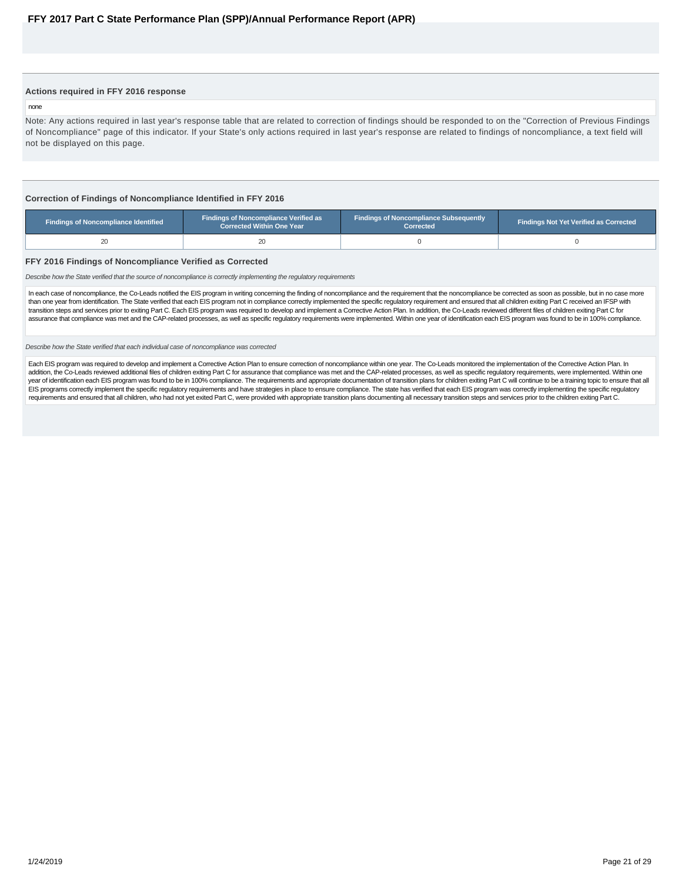### Actions required in FFY 2016 response

none

Note: Any actions required in last year's response table that are related to correction of findings should be responded to on the "Correction of Previous Findings of Noncompliance" page of this indicator. If your State's only actions required in last year's response are related to findings of noncompliance, a text field will not be displayed on this page.

### Correction of Findings of Noncompliance Identified in FFY 2016

| Findings of Noncompliance Identified | Findings of Noncompliance Verified as Corrected Within One Year | Findings of Noncompliance Subsequently Corrected | Findings Not Yet Verified as Corrected |
|---|---|---|---|
| 20 | 20 | 0 | 0 |

### FFY 2016 Findings of Noncompliance Verified as Corrected

*Describe how the State verified that the source of noncompliance is correctly implementing the regulatory requirements*

In each case of noncompliance, the Co-Leads notified the EIS program in writing concerning the finding of noncompliance and the requirement that the noncompliance be corrected as soon as possible, but in no case more than one year from identification. The State verified that each EIS program not in compliance correctly implemented the specific regulatory requirement and ensured that all children exiting Part C received an IFSP with transition steps and services prior to exiting Part C. Each EIS program was required to develop and implement a Corrective Action Plan. In addition, the Co-Leads reviewed different files of children exiting Part C for assurance that compliance was met and the CAP-related processes, as well as specific regulatory requirements were implemented. Within one year of identification each EIS program was found to be in 100% compliance.

*Describe how the State verified that each individual case of noncompliance was corrected*

Each EIS program was required to develop and implement a Corrective Action Plan to ensure correction of noncompliance within one year. The Co-Leads monitored the implementation of the Corrective Action Plan. In addition, the Co-Leads reviewed additional files of children exiting Part C for assurance that compliance was met and the CAP-related processes, as well as specific regulatory requirements, were implemented. Within one year of identification each EIS program was found to be in 100% compliance. The requirements and appropriate documentation of transition plans for children exiting Part C will continue to be a training topic to ensure that all EIS programs correctly implement the specific regulatory requirements and have strategies in place to ensure compliance. The state has verified that each EIS program was correctly implementing the specific regulatory requirements and ensured that all children, who had not yet exited Part C, were provided with appropriate transition plans documenting all necessary transition steps and services prior to the children exiting Part C.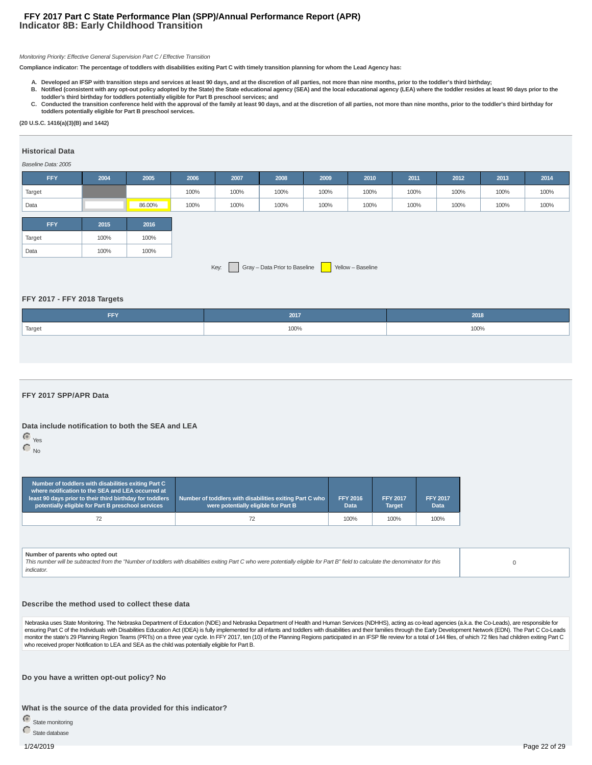# FFY 2017 Part C State Performance Plan (SPP)/Annual Performance Report (APR)
## Indicator 8B: Early Childhood Transition

*Monitoring Priority: Effective General Supervision Part C / Effective Transition*

**Compliance indicator: The percentage of toddlers with disabilities exiting Part C with timely transition planning for whom the Lead Agency has:**

- **A. Developed an IFSP with transition steps and services at least 90 days, and at the discretion of all parties, not more than nine months, prior to the toddler's third birthday;**
- **B. Notified (consistent with any opt-out policy adopted by the State) the State educational agency (SEA) and the local educational agency (LEA) where the toddler resides at least 90 days prior to the toddler's third birthday for toddlers potentially eligible for Part B preschool services; and**
- **C. Conducted the transition conference held with the approval of the family at least 90 days, and at the discretion of all parties, not more than nine months, prior to the toddler's third birthday for toddlers potentially eligible for Part B preschool services.**

**(20 U.S.C. 1416(a)(3)(B) and 1442)**

### Historical Data

*Baseline Data: 2005*

| FFY | 2004 | 2005 | 2006 | 2007 | 2008 | 2009 | 2010 | 2011 | 2012 | 2013 | 2014 |
|---|---|---|---|---|---|---|---|---|---|---|---|
| Target | | | 100% | 100% | 100% | 100% | 100% | 100% | 100% | 100% | 100% |
| Data | | 86.00% | 100% | 100% | 100% | 100% | 100% | 100% | 100% | 100% | 100% |

| FFY | 2015 | 2016 |
|---|---|---|
| Target | 100% | 100% |
| Data | 100% | 100% |

Key: Gray – Data Prior to Baseline; Yellow – Baseline

### FFY 2017 - FFY 2018 Targets

| FFY | 2017 | 2018 |
|---|---|---|
| Target | 100% | 100% |

### FFY 2017 SPP/APR Data

**Data include notification to both the SEA and LEA**

- (selected) Yes
- No

| Number of toddlers with disabilities exiting Part C where notification to the SEA and LEA occurred at least 90 days prior to their third birthday for toddlers potentially eligible for Part B preschool services | Number of toddlers with disabilities exiting Part C who were potentially eligible for Part B | FFY 2016 Data | FFY 2017 Target | FFY 2017 Data |
|---|---|---|---|---|
| 72 | 72 | 100% | 100% | 100% |

| Number of parents who opted out<br>*This number will be subtracted from the "Number of toddlers with disabilities exiting Part C who were potentially eligible for Part B" field to calculate the denominator for this indicator.* | 0 |
|---|---|

**Describe the method used to collect these data**

Nebraska uses State Monitoring. The Nebraska Department of Education (NDE) and Nebraska Department of Health and Human Services (NDHHS), acting as co-lead agencies (a.k.a. the Co-Leads), are responsible for ensuring Part C of the Individuals with Disabilities Education Act (IDEA) is fully implemented for all infants and toddlers with disabilities and their families through the Early Development Network (EDN). The Part C Co-Leads monitor the state's 29 Planning Region Teams (PRTs) on a three year cycle. In FFY 2017, ten (10) of the Planning Regions participated in an IFSP file review for a total of 144 files, of which 72 files had children exiting Part C who received proper Notification to LEA and SEA as the child was potentially eligible for Part B.

**Do you have a written opt-out policy? No**

**What is the source of the data provided for this indicator?**

- (selected) State monitoring
- State database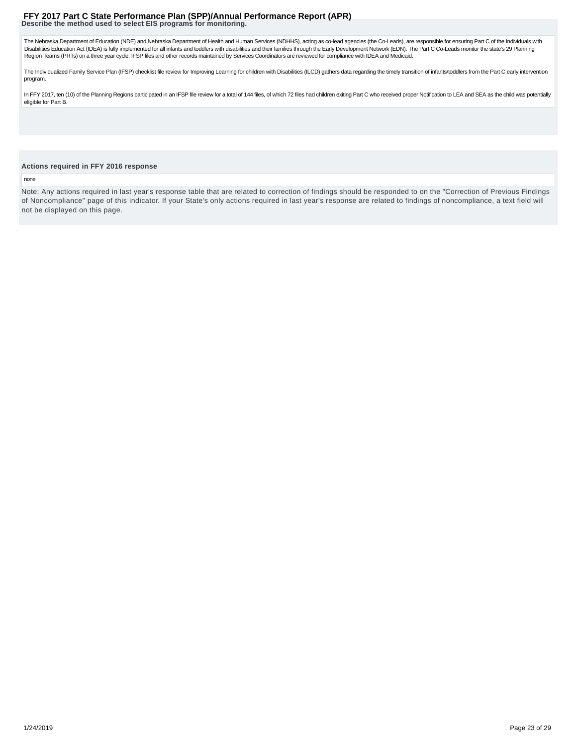**Describe the method used to select EIS programs for monitoring.**

The Nebraska Department of Education (NDE) and Nebraska Department of Health and Human Services (NDHHS), acting as co-lead agencies (the Co-Leads), are responsible for ensuring Part C of the Individuals with Disabilities Education Act (IDEA) is fully implemented for all infants and toddlers with disabilities and their families through the Early Development Network (EDN). The Part C Co-Leads monitor the state's 29 Planning Region Teams (PRTs) on a three year cycle. IFSP files and other records maintained by Services Coordinators are reviewed for compliance with IDEA and Medicaid.

The Individualized Family Service Plan (IFSP) checklist file review for Improving Learning for children with Disabilities (ILCD) gathers data regarding the timely transition of infants/toddlers from the Part C early intervention program.

In FFY 2017, ten (10) of the Planning Regions participated in an IFSP file review for a total of 144 files, of which 72 files had children exiting Part C who received proper Notification to LEA and SEA as the child was potentially eligible for Part B.

**Actions required in FFY 2016 response**

none

Note: Any actions required in last year's response table that are related to correction of findings should be responded to on the "Correction of Previous Findings of Noncompliance" page of this indicator. If your State's only actions required in last year's response are related to findings of noncompliance, a text field will not be displayed on this page.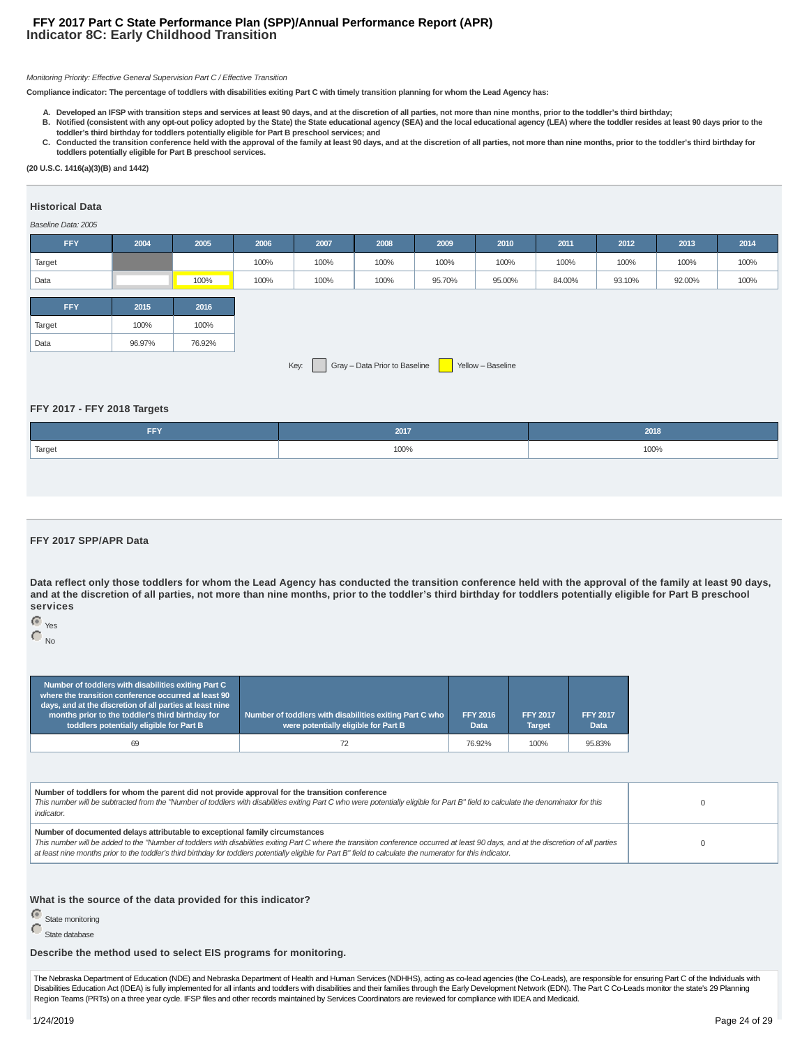# FFY 2017 Part C State Performance Plan (SPP)/Annual Performance Report (APR)
## Indicator 8C: Early Childhood Transition

*Monitoring Priority: Effective General Supervision Part C / Effective Transition*

**Compliance indicator: The percentage of toddlers with disabilities exiting Part C with timely transition planning for whom the Lead Agency has:**

A. **Developed an IFSP with transition steps and services at least 90 days, and at the discretion of all parties, not more than nine months, prior to the toddler's third birthday;**
B. **Notified (consistent with any opt-out policy adopted by the State) the State educational agency (SEA) and the local educational agency (LEA) where the toddler resides at least 90 days prior to the toddler's third birthday for toddlers potentially eligible for Part B preschool services; and**
C. **Conducted the transition conference held with the approval of the family at least 90 days, and at the discretion of all parties, not more than nine months, prior to the toddler's third birthday for toddlers potentially eligible for Part B preschool services.**

**(20 U.S.C. 1416(a)(3)(B) and 1442)**

### Historical Data

*Baseline Data: 2005*

| FFY | 2004 | 2005 | 2006 | 2007 | 2008 | 2009 | 2010 | 2011 | 2012 | 2013 | 2014 |
|---|---|---|---|---|---|---|---|---|---|---|---|
| Target | | | 100% | 100% | 100% | 100% | 100% | 100% | 100% | 100% | 100% |
| Data | | 100% | 100% | 100% | 100% | 95.70% | 95.00% | 84.00% | 93.10% | 92.00% | 100% |

| FFY | 2015 | 2016 |
|---|---|---|
| Target | 100% | 100% |
| Data | 96.97% | 76.92% |

Key: Gray – Data Prior to Baseline; Yellow – Baseline

### FFY 2017 - FFY 2018 Targets

| FFY | 2017 | 2018 |
|---|---|---|
| Target | 100% | 100% |

### FFY 2017 SPP/APR Data

**Data reflect only those toddlers for whom the Lead Agency has conducted the transition conference held with the approval of the family at least 90 days, and at the discretion of all parties, not more than nine months, prior to the toddler's third birthday for toddlers potentially eligible for Part B preschool services**

- (selected) Yes
- No

| Number of toddlers with disabilities exiting Part C where the transition conference occurred at least 90 days, and at the discretion of all parties at least nine months prior to the toddler's third birthday for toddlers potentially eligible for Part B | Number of toddlers with disabilities exiting Part C who were potentially eligible for Part B | FFY 2016 Data | FFY 2017 Target | FFY 2017 Data |
|---|---|---|---|---|
| 69 | 72 | 76.92% | 100% | 95.83% |

| | |
|---|---|
| **Number of toddlers for whom the parent did not provide approval for the transition conference**<br>*This number will be subtracted from the "Number of toddlers with disabilities exiting Part C who were potentially eligible for Part B" field to calculate the denominator for this indicator.* | 0 |
| **Number of documented delays attributable to exceptional family circumstances**<br>*This number will be added to the "Number of toddlers with disabilities exiting Part C where the transition conference occurred at least 90 days, and at the discretion of all parties at least nine months prior to the toddler's third birthday for toddlers potentially eligible for Part B" field to calculate the numerator for this indicator.* | 0 |

**What is the source of the data provided for this indicator?**

- (selected) State monitoring
- State database

**Describe the method used to select EIS programs for monitoring.**

The Nebraska Department of Education (NDE) and Nebraska Department of Health and Human Services (NDHHS), acting as co-lead agencies (the Co-Leads), are responsible for ensuring Part C of the Individuals with Disabilities Education Act (IDEA) is fully implemented for all infants and toddlers with disabilities and their families through the Early Development Network (EDN). The Part C Co-Leads monitor the state's 29 Planning Region Teams (PRTs) on a three year cycle. IFSP files and other records maintained by Services Coordinators are reviewed for compliance with IDEA and Medicaid.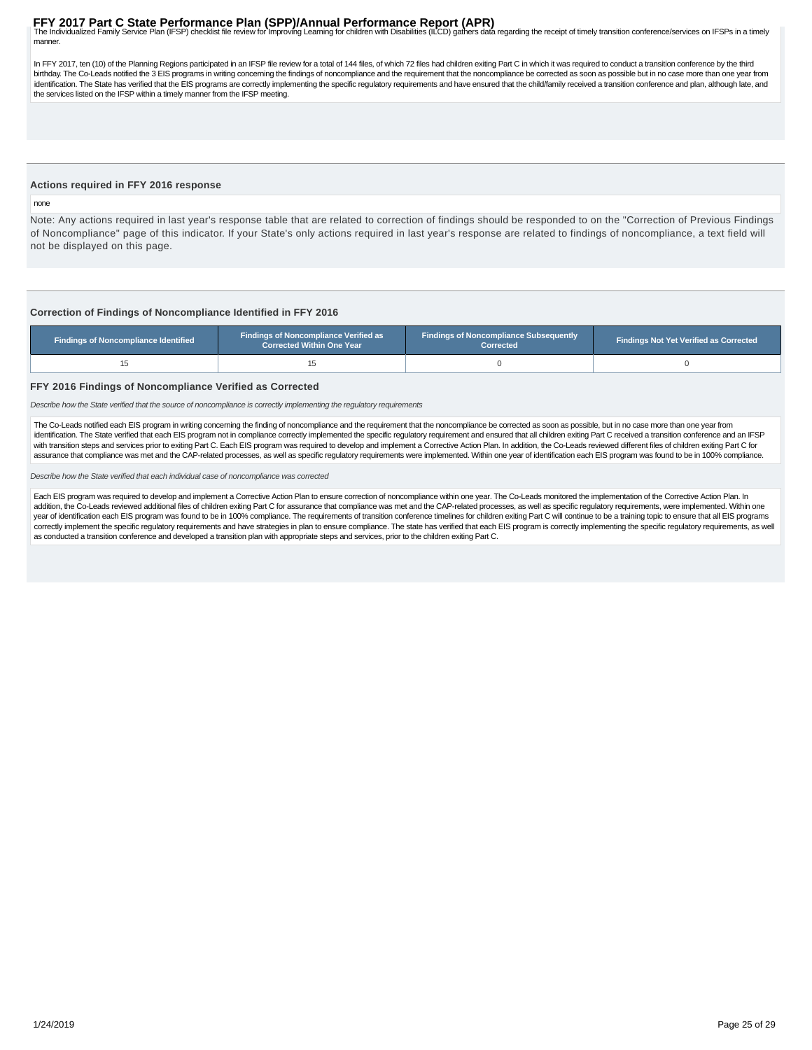The Individualized Family Service Plan (IFSP) checklist file review for Improving Learning for children with Disabilities (ILCD) gathers data regarding the receipt of timely transition conference/services on IFSPs in a timely manner.

In FFY 2017, ten (10) of the Planning Regions participated in an IFSP file review for a total of 144 files, of which 72 files had children exiting Part C in which it was required to conduct a transition conference by the third birthday. The Co-Leads notified the 3 EIS programs in writing concerning the findings of noncompliance and the requirement that the noncompliance be corrected as soon as possible but in no case more than one year from identification. The State has verified that the EIS programs are correctly implementing the specific regulatory requirements and have ensured that the child/family received a transition conference and plan, although late, and the services listed on the IFSP within a timely manner from the IFSP meeting.

### Actions required in FFY 2016 response

none

Note: Any actions required in last year's response table that are related to correction of findings should be responded to on the "Correction of Previous Findings of Noncompliance" page of this indicator. If your State's only actions required in last year's response are related to findings of noncompliance, a text field will not be displayed on this page.

### Correction of Findings of Noncompliance Identified in FFY 2016

| Findings of Noncompliance Identified | Findings of Noncompliance Verified as Corrected Within One Year | Findings of Noncompliance Subsequently Corrected | Findings Not Yet Verified as Corrected |
|---|---|---|---|
| 15 | 15 | 0 | 0 |

### FFY 2016 Findings of Noncompliance Verified as Corrected

*Describe how the State verified that the source of noncompliance is correctly implementing the regulatory requirements*

The Co-Leads notified each EIS program in writing concerning the finding of noncompliance and the requirement that the noncompliance be corrected as soon as possible, but in no case more than one year from identification. The State verified that each EIS program not in compliance correctly implemented the specific regulatory requirement and ensured that all children exiting Part C received a transition conference and an IFSP with transition steps and services prior to exiting Part C. Each EIS program was required to develop and implement a Corrective Action Plan. In addition, the Co-Leads reviewed different files of children exiting Part C for assurance that compliance was met and the CAP-related processes, as well as specific regulatory requirements were implemented. Within one year of identification each EIS program was found to be in 100% compliance.

*Describe how the State verified that each individual case of noncompliance was corrected*

Each EIS program was required to develop and implement a Corrective Action Plan to ensure correction of noncompliance within one year. The Co-Leads monitored the implementation of the Corrective Action Plan. In addition, the Co-Leads reviewed additional files of children exiting Part C for assurance that compliance was met and the CAP-related processes, as well as specific regulatory requirements, were implemented. Within one year of identification each EIS program was found to be in 100% compliance. The requirements of transition conference timelines for children exiting Part C will continue to be a training topic to ensure that all EIS programs correctly implement the specific regulatory requirements and have strategies in plan to ensure compliance. The state has verified that each EIS program is correctly implementing the specific regulatory requirements, as well as conducted a transition conference and developed a transition plan with appropriate steps and services, prior to the children exiting Part C.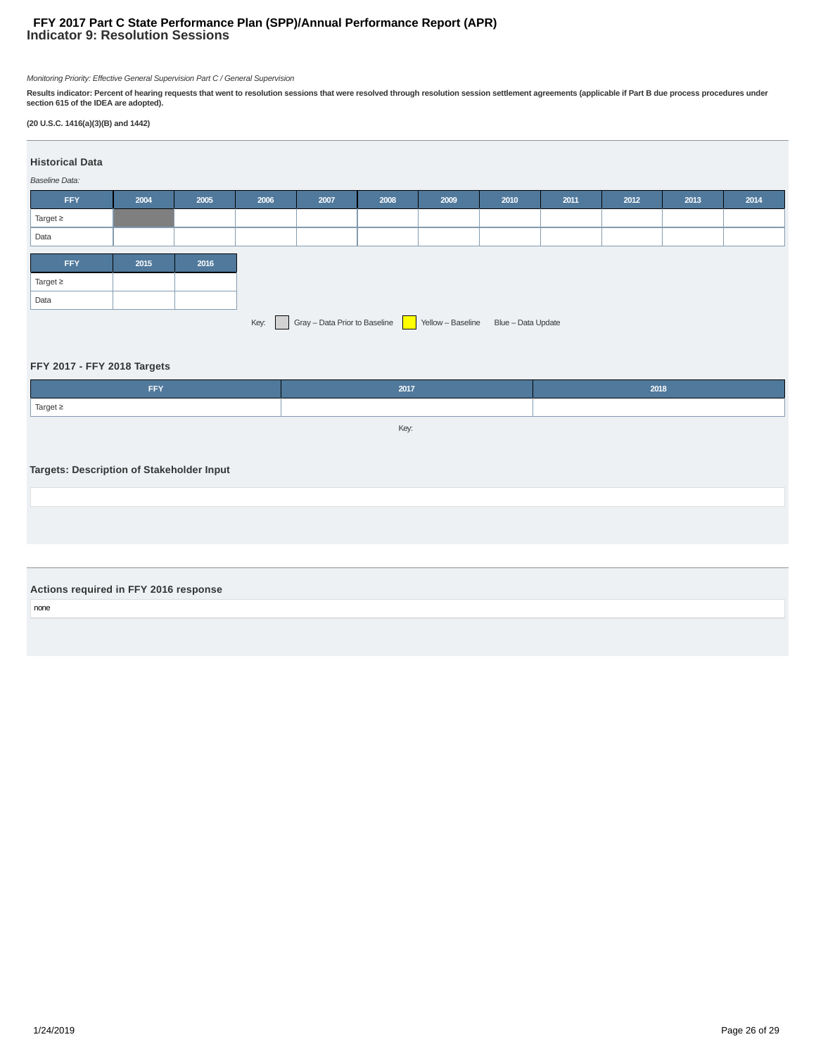# FFY 2017 Part C State Performance Plan (SPP)/Annual Performance Report (APR)
## Indicator 9: Resolution Sessions

*Monitoring Priority: Effective General Supervision Part C / General Supervision*

**Results indicator: Percent of hearing requests that went to resolution sessions that were resolved through resolution session settlement agreements (applicable if Part B due process procedures under section 615 of the IDEA are adopted).**

**(20 U.S.C. 1416(a)(3)(B) and 1442)**

### Historical Data

*Baseline Data:*

| FFY | 2004 | 2005 | 2006 | 2007 | 2008 | 2009 | 2010 | 2011 | 2012 | 2013 | 2014 |
|---|---|---|---|---|---|---|---|---|---|---|---|
| Target ≥ | | | | | | | | | | | |
| Data | | | | | | | | | | | |

| FFY | 2015 | 2016 |
|---|---|---|
| Target ≥ | | |
| Data | | |

Key: Gray – Data Prior to Baseline Yellow – Baseline Blue – Data Update

### FFY 2017 - FFY 2018 Targets

| FFY | 2017 | 2018 |
|---|---|---|
| Target ≥ | | |

Key:

### Targets: Description of Stakeholder Input

### Actions required in FFY 2016 response

none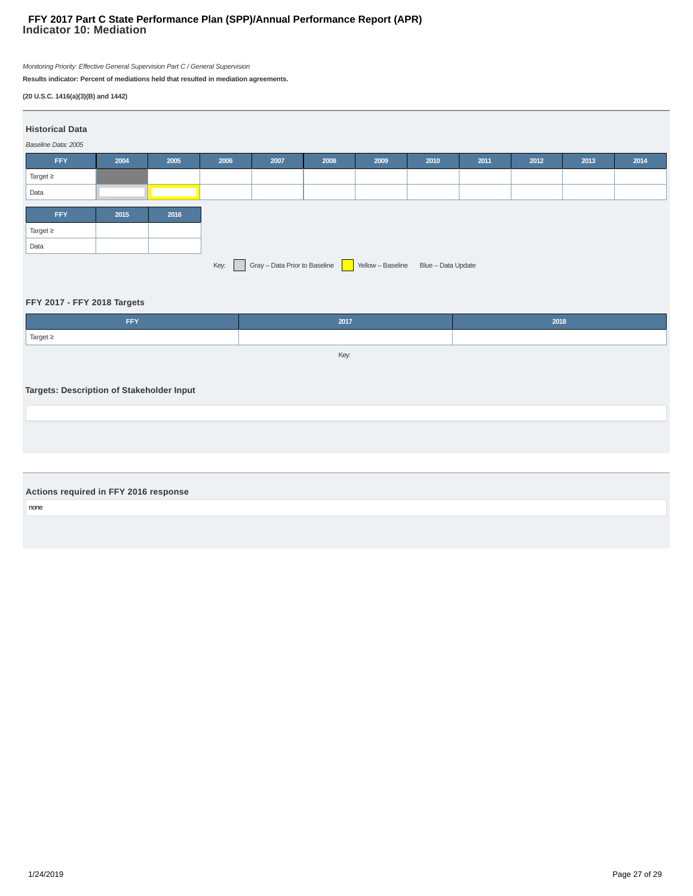# FFY 2017 Part C State Performance Plan (SPP)/Annual Performance Report (APR)
## Indicator 10: Mediation

*Monitoring Priority: Effective General Supervision Part C / General Supervision*

**Results indicator: Percent of mediations held that resulted in mediation agreements.**

**(20 U.S.C. 1416(a)(3)(B) and 1442)**

### Historical Data

*Baseline Data: 2005*

| FFY | 2004 | 2005 | 2006 | 2007 | 2008 | 2009 | 2010 | 2011 | 2012 | 2013 | 2014 |
|---|---|---|---|---|---|---|---|---|---|---|---|
| Target ≥ | | | | | | | | | | | |
| Data | | | | | | | | | | | |

| FFY | 2015 | 2016 |
|---|---|---|
| Target ≥ | | |
| Data | | |

Key: Gray – Data Prior to Baseline Yellow – Baseline Blue – Data Update

### FFY 2017 - FFY 2018 Targets

| FFY | 2017 | 2018 |
|---|---|---|
| Target ≥ | | |

Key:

### Targets: Description of Stakeholder Input

### Actions required in FFY 2016 response

none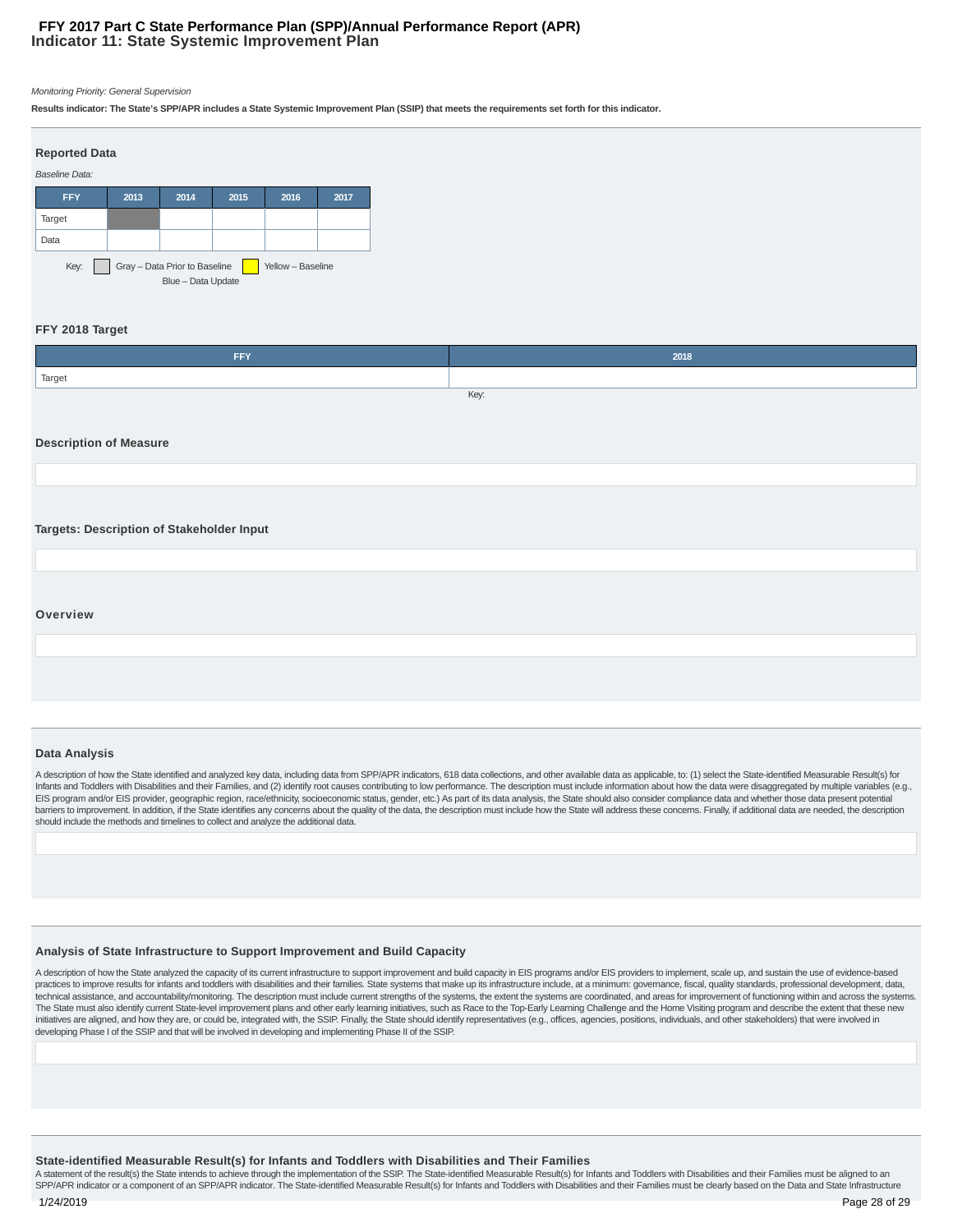# FFY 2017 Part C State Performance Plan (SPP)/Annual Performance Report (APR)
## Indicator 11: State Systemic Improvement Plan

*Monitoring Priority: General Supervision*

**Results indicator: The State's SPP/APR includes a State Systemic Improvement Plan (SSIP) that meets the requirements set forth for this indicator.**

### Reported Data

*Baseline Data:*

| FFY | 2013 | 2014 | 2015 | 2016 | 2017 |
|---|---|---|---|---|---|
| Target | | | | | |
| Data | | | | | |

Key: Gray – Data Prior to Baseline   Yellow – Baseline   Blue – Data Update

### FFY 2018 Target

| FFY | 2018 |
|---|---|
| Target | |

Key:

### Description of Measure

### Targets: Description of Stakeholder Input

### Overview

### Data Analysis

A description of how the State identified and analyzed key data, including data from SPP/APR indicators, 618 data collections, and other available data as applicable, to: (1) select the State-identified Measurable Result(s) for Infants and Toddlers with Disabilities and their Families, and (2) identify root causes contributing to low performance. The description must include information about how the data were disaggregated by multiple variables (e.g., EIS program and/or EIS provider, geographic region, race/ethnicity, socioeconomic status, gender, etc.) As part of its data analysis, the State should also consider compliance data and whether those data present potential barriers to improvement. In addition, if the State identifies any concerns about the quality of the data, the description must include how the State will address these concerns. Finally, if additional data are needed, the description should include the methods and timelines to collect and analyze the additional data.

### Analysis of State Infrastructure to Support Improvement and Build Capacity

A description of how the State analyzed the capacity of its current infrastructure to support improvement and build capacity in EIS programs and/or EIS providers to implement, scale up, and sustain the use of evidence-based practices to improve results for infants and toddlers with disabilities and their families. State systems that make up its infrastructure include, at a minimum: governance, fiscal, quality standards, professional development, data, technical assistance, and accountability/monitoring. The description must include current strengths of the systems, the extent the systems are coordinated, and areas for improvement of functioning within and across the systems. The State must also identify current State-level improvement plans and other early learning initiatives, such as Race to the Top-Early Learning Challenge and the Home Visiting program and describe the extent that these new initiatives are aligned, and how they are, or could be, integrated with, the SSIP. Finally, the State should identify representatives (e.g., offices, agencies, positions, individuals, and other stakeholders) that were involved in developing Phase I of the SSIP and that will be involved in developing and implementing Phase II of the SSIP.

### State-identified Measurable Result(s) for Infants and Toddlers with Disabilities and Their Families

A statement of the result(s) the State intends to achieve through the implementation of the SSIP. The State-identified Measurable Result(s) for Infants and Toddlers with Disabilities and their Families must be aligned to an SPP/APR indicator or a component of an SPP/APR indicator. The State-identified Measurable Result(s) for Infants and Toddlers with Disabilities and their Families must be clearly based on the Data and State Infrastructure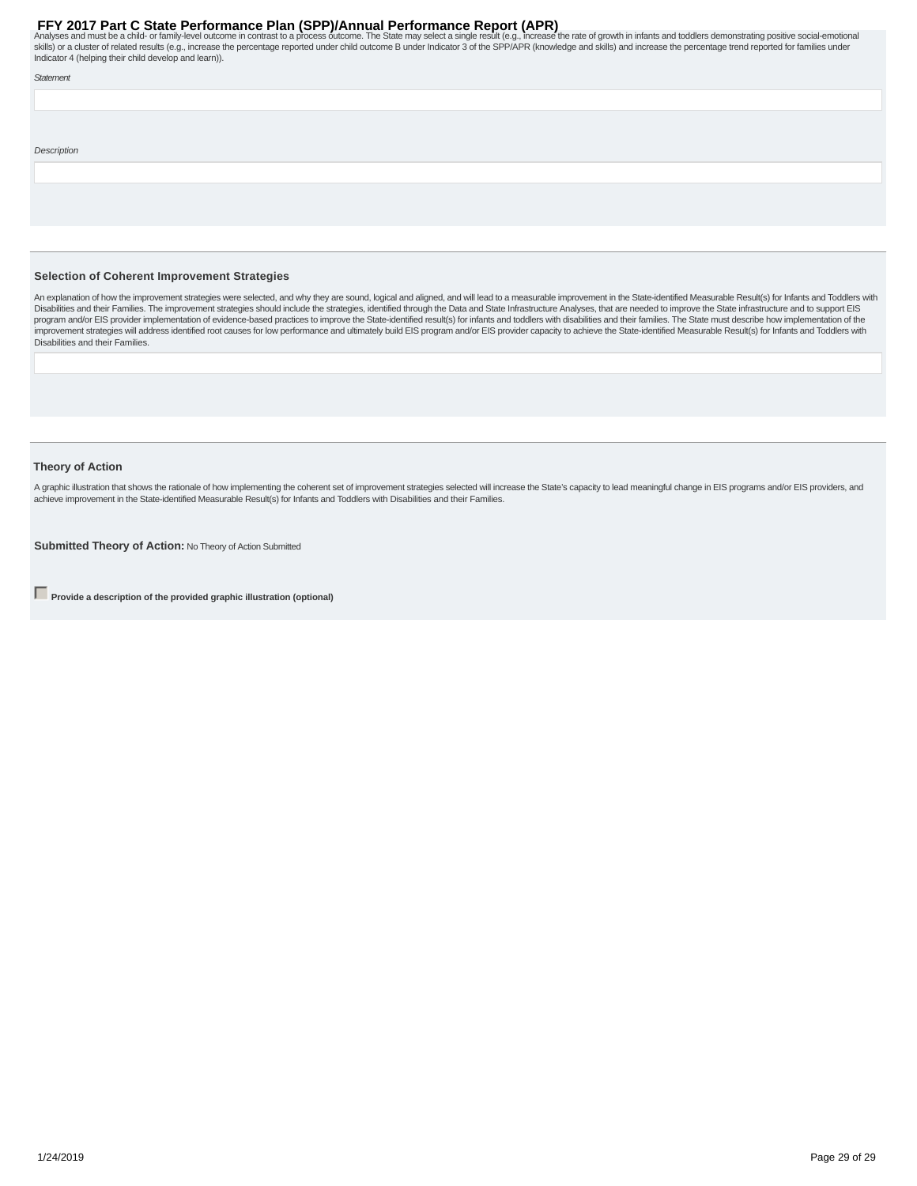Analyses and must be a child- or family-level outcome in contrast to a process outcome. The State may select a single result (e.g., increase the rate of growth in infants and toddlers demonstrating positive social-emotional skills) or a cluster of related results (e.g., increase the percentage reported under child outcome B under Indicator 3 of the SPP/APR (knowledge and skills) and increase the percentage trend reported for families under Indicator 4 (helping their child develop and learn)).

*Statement*

*Description*

### Selection of Coherent Improvement Strategies

An explanation of how the improvement strategies were selected, and why they are sound, logical and aligned, and will lead to a measurable improvement in the State-identified Measurable Result(s) for Infants and Toddlers with Disabilities and their Families. The improvement strategies should include the strategies, identified through the Data and State Infrastructure Analyses, that are needed to improve the State infrastructure and to support EIS program and/or EIS provider implementation of evidence-based practices to improve the State-identified result(s) for infants and toddlers with disabilities and their families. The State must describe how implementation of the improvement strategies will address identified root causes for low performance and ultimately build EIS program and/or EIS provider capacity to achieve the State-identified Measurable Result(s) for Infants and Toddlers with Disabilities and their Families.

### Theory of Action

A graphic illustration that shows the rationale of how implementing the coherent set of improvement strategies selected will increase the State's capacity to lead meaningful change in EIS programs and/or EIS providers, and achieve improvement in the State-identified Measurable Result(s) for Infants and Toddlers with Disabilities and their Families.

**Submitted Theory of Action:** No Theory of Action Submitted

☐ **Provide a description of the provided graphic illustration (optional)**